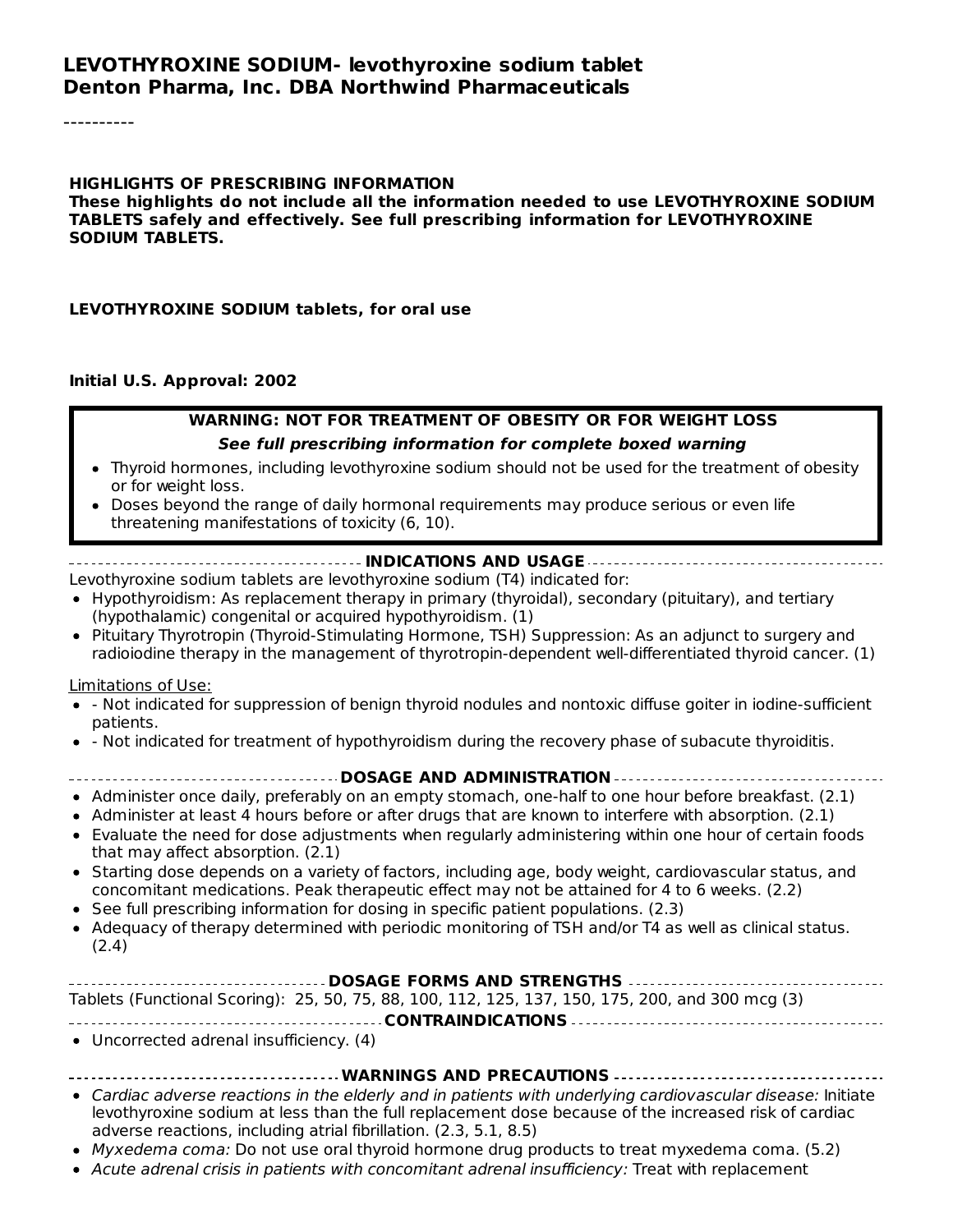# LEVOTHYROXINE SODIUM- levothyroxine sodium tablet
# Denton Pharma, Inc. DBA Northwind Pharmaceuticals

----------

**HIGHLIGHTS OF PRESCRIBING INFORMATION**
**These highlights do not include all the information needed to use LEVOTHYROXINE SODIUM TABLETS safely and effectively. See full prescribing information for LEVOTHYROXINE SODIUM TABLETS.**

**LEVOTHYROXINE SODIUM tablets, for oral use**

**Initial U.S. Approval: 2002**

**WARNING: NOT FOR TREATMENT OF OBESITY OR FOR WEIGHT LOSS**

***See full prescribing information for complete boxed warning***

- Thyroid hormones, including levothyroxine sodium should not be used for the treatment of obesity or for weight loss.
- Doses beyond the range of daily hormonal requirements may produce serious or even life threatening manifestations of toxicity (6, 10).

## INDICATIONS AND USAGE

Levothyroxine sodium tablets are levothyroxine sodium (T4) indicated for:

- Hypothyroidism: As replacement therapy in primary (thyroidal), secondary (pituitary), and tertiary (hypothalamic) congenital or acquired hypothyroidism. (1)
- Pituitary Thyrotropin (Thyroid-Stimulating Hormone, TSH) Suppression: As an adjunct to surgery and radioiodine therapy in the management of thyrotropin-dependent well-differentiated thyroid cancer. (1)

Limitations of Use:

- - Not indicated for suppression of benign thyroid nodules and nontoxic diffuse goiter in iodine-sufficient patients.
- - Not indicated for treatment of hypothyroidism during the recovery phase of subacute thyroiditis.

## DOSAGE AND ADMINISTRATION

- Administer once daily, preferably on an empty stomach, one-half to one hour before breakfast. (2.1)
- Administer at least 4 hours before or after drugs that are known to interfere with absorption. (2.1)
- Evaluate the need for dose adjustments when regularly administering within one hour of certain foods that may affect absorption. (2.1)
- Starting dose depends on a variety of factors, including age, body weight, cardiovascular status, and concomitant medications. Peak therapeutic effect may not be attained for 4 to 6 weeks. (2.2)
- See full prescribing information for dosing in specific patient populations. (2.3)
- Adequacy of therapy determined with periodic monitoring of TSH and/or T4 as well as clinical status. (2.4)

## DOSAGE FORMS AND STRENGTHS

Tablets (Functional Scoring): 25, 50, 75, 88, 100, 112, 125, 137, 150, 175, 200, and 300 mcg (3)

## CONTRAINDICATIONS

- Uncorrected adrenal insufficiency. (4)

## WARNINGS AND PRECAUTIONS

- *Cardiac adverse reactions in the elderly and in patients with underlying cardiovascular disease:* Initiate levothyroxine sodium at less than the full replacement dose because of the increased risk of cardiac adverse reactions, including atrial fibrillation. (2.3, 5.1, 8.5)
- *Myxedema coma:* Do not use oral thyroid hormone drug products to treat myxedema coma. (5.2)
- *Acute adrenal crisis in patients with concomitant adrenal insufficiency:* Treat with replacement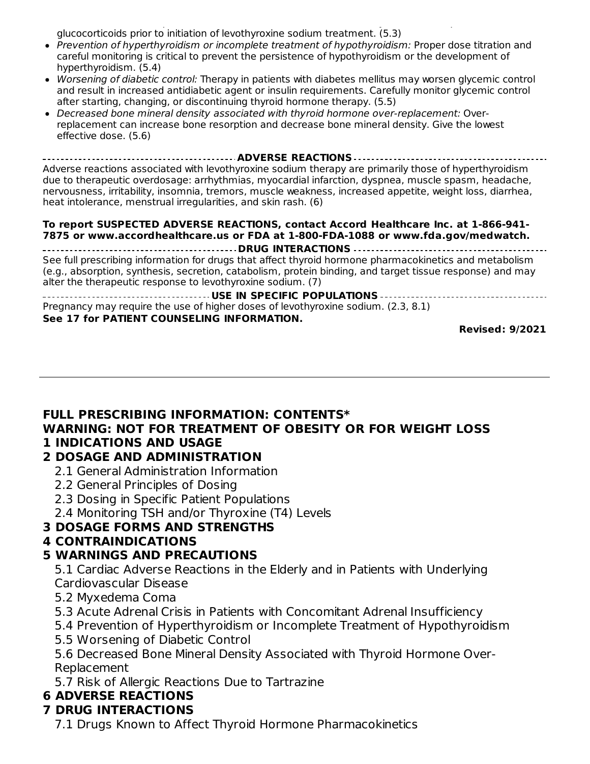glucocorticoids prior to initiation of levothyroxine sodium treatment. (5.3)

- *Prevention of hyperthyroidism or incomplete treatment of hypothyroidism:* Proper dose titration and careful monitoring is critical to prevent the persistence of hypothyroidism or the development of hyperthyroidism. (5.4)
- *Worsening of diabetic control:* Therapy in patients with diabetes mellitus may worsen glycemic control and result in increased antidiabetic agent or insulin requirements. Carefully monitor glycemic control after starting, changing, or discontinuing thyroid hormone therapy. (5.5)
- *Decreased bone mineral density associated with thyroid hormone over-replacement:* Over-replacement can increase bone resorption and decrease bone mineral density. Give the lowest effective dose. (5.6)

**ADVERSE REACTIONS**

Adverse reactions associated with levothyroxine sodium therapy are primarily those of hyperthyroidism due to therapeutic overdosage: arrhythmias, myocardial infarction, dyspnea, muscle spasm, headache, nervousness, irritability, insomnia, tremors, muscle weakness, increased appetite, weight loss, diarrhea, heat intolerance, menstrual irregularities, and skin rash. (6)

**To report SUSPECTED ADVERSE REACTIONS, contact Accord Healthcare Inc. at 1-866-941-7875 or www.accordhealthcare.us or FDA at 1-800-FDA-1088 or www.fda.gov/medwatch.**

**DRUG INTERACTIONS**

See full prescribing information for drugs that affect thyroid hormone pharmacokinetics and metabolism (e.g., absorption, synthesis, secretion, catabolism, protein binding, and target tissue response) and may alter the therapeutic response to levothyroxine sodium. (7)

**USE IN SPECIFIC POPULATIONS**

Pregnancy may require the use of higher doses of levothyroxine sodium. (2.3, 8.1)

**See 17 for PATIENT COUNSELING INFORMATION.**

**Revised: 9/2021**

---

**FULL PRESCRIBING INFORMATION: CONTENTS***

**WARNING: NOT FOR TREATMENT OF OBESITY OR FOR WEIGHT LOSS**

**1 INDICATIONS AND USAGE**

**2 DOSAGE AND ADMINISTRATION**

- 2.1 General Administration Information
- 2.2 General Principles of Dosing
- 2.3 Dosing in Specific Patient Populations
- 2.4 Monitoring TSH and/or Thyroxine (T4) Levels

**3 DOSAGE FORMS AND STRENGTHS**

**4 CONTRAINDICATIONS**

**5 WARNINGS AND PRECAUTIONS**

- 5.1 Cardiac Adverse Reactions in the Elderly and in Patients with Underlying Cardiovascular Disease
- 5.2 Myxedema Coma
- 5.3 Acute Adrenal Crisis in Patients with Concomitant Adrenal Insufficiency
- 5.4 Prevention of Hyperthyroidism or Incomplete Treatment of Hypothyroidism
- 5.5 Worsening of Diabetic Control
- 5.6 Decreased Bone Mineral Density Associated with Thyroid Hormone Over-Replacement
- 5.7 Risk of Allergic Reactions Due to Tartrazine

**6 ADVERSE REACTIONS**

**7 DRUG INTERACTIONS**

- 7.1 Drugs Known to Affect Thyroid Hormone Pharmacokinetics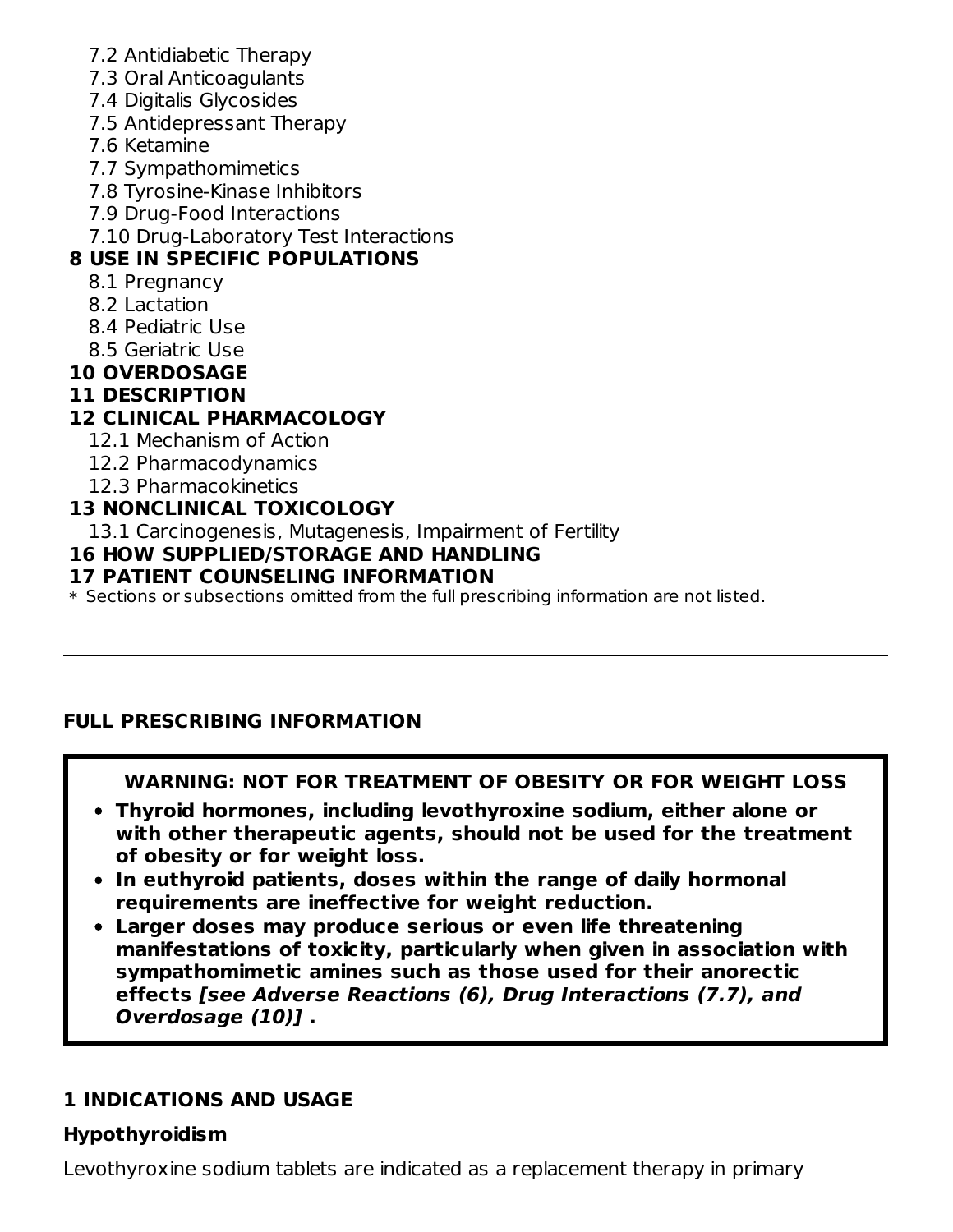7.2 Antidiabetic Therapy
7.3 Oral Anticoagulants
7.4 Digitalis Glycosides
7.5 Antidepressant Therapy
7.6 Ketamine
7.7 Sympathomimetics
7.8 Tyrosine-Kinase Inhibitors
7.9 Drug-Food Interactions
7.10 Drug-Laboratory Test Interactions

**8 USE IN SPECIFIC POPULATIONS**

8.1 Pregnancy
8.2 Lactation
8.4 Pediatric Use
8.5 Geriatric Use

**10 OVERDOSAGE**

**11 DESCRIPTION**

**12 CLINICAL PHARMACOLOGY**

12.1 Mechanism of Action
12.2 Pharmacodynamics
12.3 Pharmacokinetics

**13 NONCLINICAL TOXICOLOGY**

13.1 Carcinogenesis, Mutagenesis, Impairment of Fertility

**16 HOW SUPPLIED/STORAGE AND HANDLING**

**17 PATIENT COUNSELING INFORMATION**

\* Sections or subsections omitted from the full prescribing information are not listed.

---

## FULL PRESCRIBING INFORMATION

**WARNING: NOT FOR TREATMENT OF OBESITY OR FOR WEIGHT LOSS**

- **Thyroid hormones, including levothyroxine sodium, either alone or with other therapeutic agents, should not be used for the treatment of obesity or for weight loss.**
- **In euthyroid patients, doses within the range of daily hormonal requirements are ineffective for weight reduction.**
- **Larger doses may produce serious or even life threatening manifestations of toxicity, particularly when given in association with sympathomimetic amines such as those used for their anorectic effects *[see Adverse Reactions (6), Drug Interactions (7.7), and Overdosage (10)]* .**

## 1 INDICATIONS AND USAGE

### Hypothyroidism

Levothyroxine sodium tablets are indicated as a replacement therapy in primary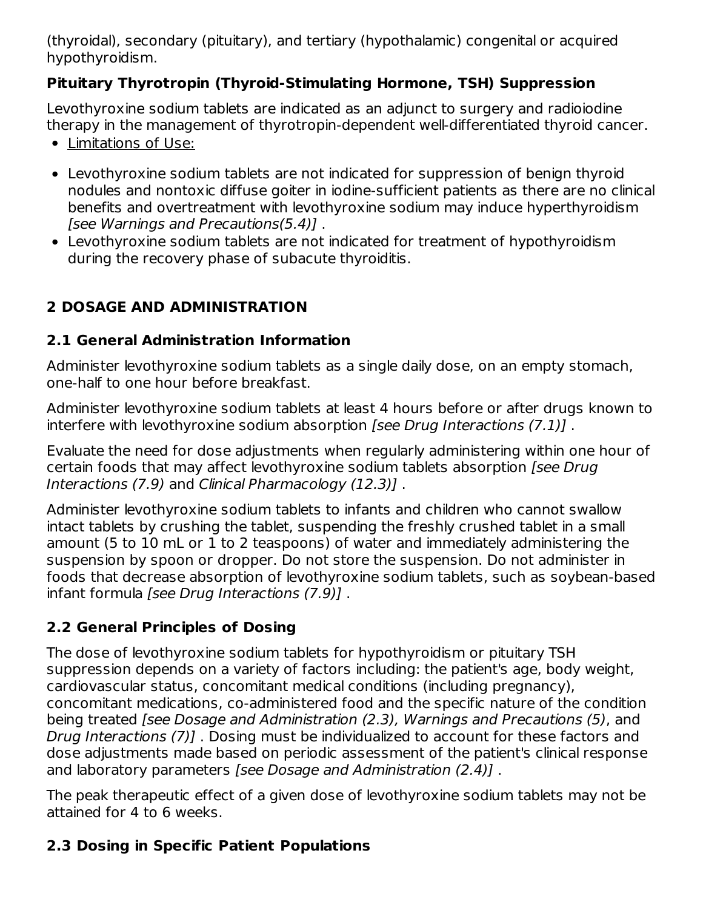(thyroidal), secondary (pituitary), and tertiary (hypothalamic) congenital or acquired hypothyroidism.

**Pituitary Thyrotropin (Thyroid-Stimulating Hormone, TSH) Suppression**

Levothyroxine sodium tablets are indicated as an adjunct to surgery and radioiodine therapy in the management of thyrotropin-dependent well-differentiated thyroid cancer.

- Limitations of Use:

- Levothyroxine sodium tablets are not indicated for suppression of benign thyroid nodules and nontoxic diffuse goiter in iodine-sufficient patients as there are no clinical benefits and overtreatment with levothyroxine sodium may induce hyperthyroidism *[see Warnings and Precautions(5.4)]* .
- Levothyroxine sodium tablets are not indicated for treatment of hypothyroidism during the recovery phase of subacute thyroiditis.

## 2 DOSAGE AND ADMINISTRATION

### 2.1 General Administration Information

Administer levothyroxine sodium tablets as a single daily dose, on an empty stomach, one-half to one hour before breakfast.

Administer levothyroxine sodium tablets at least 4 hours before or after drugs known to interfere with levothyroxine sodium absorption *[see Drug Interactions (7.1)]* .

Evaluate the need for dose adjustments when regularly administering within one hour of certain foods that may affect levothyroxine sodium tablets absorption *[see Drug Interactions (7.9)* and *Clinical Pharmacology (12.3)]* .

Administer levothyroxine sodium tablets to infants and children who cannot swallow intact tablets by crushing the tablet, suspending the freshly crushed tablet in a small amount (5 to 10 mL or 1 to 2 teaspoons) of water and immediately administering the suspension by spoon or dropper. Do not store the suspension. Do not administer in foods that decrease absorption of levothyroxine sodium tablets, such as soybean-based infant formula *[see Drug Interactions (7.9)]* .

### 2.2 General Principles of Dosing

The dose of levothyroxine sodium tablets for hypothyroidism or pituitary TSH suppression depends on a variety of factors including: the patient's age, body weight, cardiovascular status, concomitant medical conditions (including pregnancy), concomitant medications, co-administered food and the specific nature of the condition being treated *[see Dosage and Administration (2.3), Warnings and Precautions (5)*, and *Drug Interactions (7)]* . Dosing must be individualized to account for these factors and dose adjustments made based on periodic assessment of the patient's clinical response and laboratory parameters *[see Dosage and Administration (2.4)]* .

The peak therapeutic effect of a given dose of levothyroxine sodium tablets may not be attained for 4 to 6 weeks.

### 2.3 Dosing in Specific Patient Populations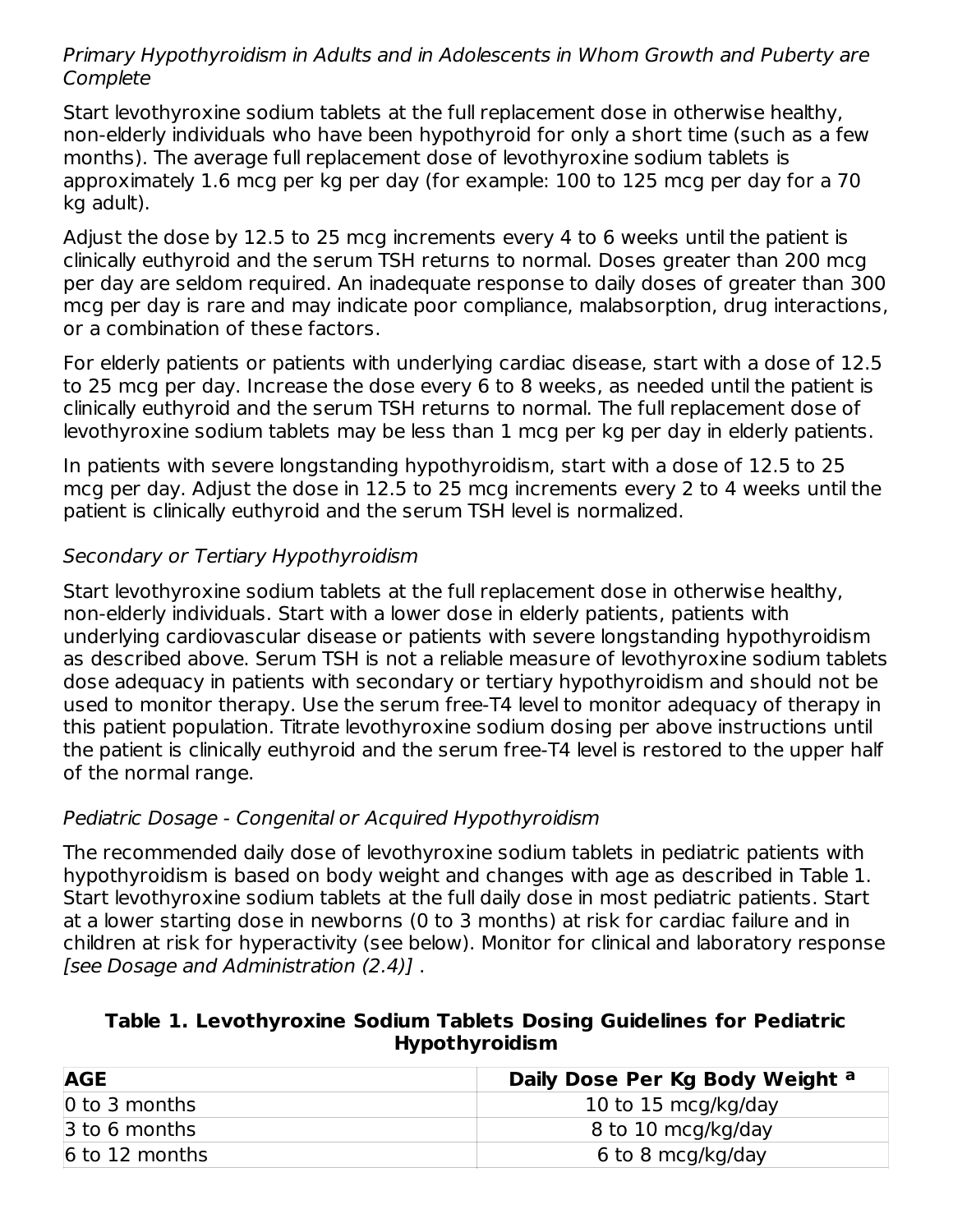*Primary Hypothyroidism in Adults and in Adolescents in Whom Growth and Puberty are Complete*

Start levothyroxine sodium tablets at the full replacement dose in otherwise healthy, non-elderly individuals who have been hypothyroid for only a short time (such as a few months). The average full replacement dose of levothyroxine sodium tablets is approximately 1.6 mcg per kg per day (for example: 100 to 125 mcg per day for a 70 kg adult).

Adjust the dose by 12.5 to 25 mcg increments every 4 to 6 weeks until the patient is clinically euthyroid and the serum TSH returns to normal. Doses greater than 200 mcg per day are seldom required. An inadequate response to daily doses of greater than 300 mcg per day is rare and may indicate poor compliance, malabsorption, drug interactions, or a combination of these factors.

For elderly patients or patients with underlying cardiac disease, start with a dose of 12.5 to 25 mcg per day. Increase the dose every 6 to 8 weeks, as needed until the patient is clinically euthyroid and the serum TSH returns to normal. The full replacement dose of levothyroxine sodium tablets may be less than 1 mcg per kg per day in elderly patients.

In patients with severe longstanding hypothyroidism, start with a dose of 12.5 to 25 mcg per day. Adjust the dose in 12.5 to 25 mcg increments every 2 to 4 weeks until the patient is clinically euthyroid and the serum TSH level is normalized.

*Secondary or Tertiary Hypothyroidism*

Start levothyroxine sodium tablets at the full replacement dose in otherwise healthy, non-elderly individuals. Start with a lower dose in elderly patients, patients with underlying cardiovascular disease or patients with severe longstanding hypothyroidism as described above. Serum TSH is not a reliable measure of levothyroxine sodium tablets dose adequacy in patients with secondary or tertiary hypothyroidism and should not be used to monitor therapy. Use the serum free-T4 level to monitor adequacy of therapy in this patient population. Titrate levothyroxine sodium dosing per above instructions until the patient is clinically euthyroid and the serum free-T4 level is restored to the upper half of the normal range.

*Pediatric Dosage - Congenital or Acquired Hypothyroidism*

The recommended daily dose of levothyroxine sodium tablets in pediatric patients with hypothyroidism is based on body weight and changes with age as described in Table 1. Start levothyroxine sodium tablets at the full daily dose in most pediatric patients. Start at a lower starting dose in newborns (0 to 3 months) at risk for cardiac failure and in children at risk for hyperactivity (see below). Monitor for clinical and laboratory response *[see Dosage and Administration (2.4)]* .

**Table 1. Levothyroxine Sodium Tablets Dosing Guidelines for Pediatric Hypothyroidism**

| AGE | Daily Dose Per Kg Body Weight [a] |
|---|---|
| 0 to 3 months | 10 to 15 mcg/kg/day |
| 3 to 6 months | 8 to 10 mcg/kg/day |
| 6 to 12 months | 6 to 8 mcg/kg/day |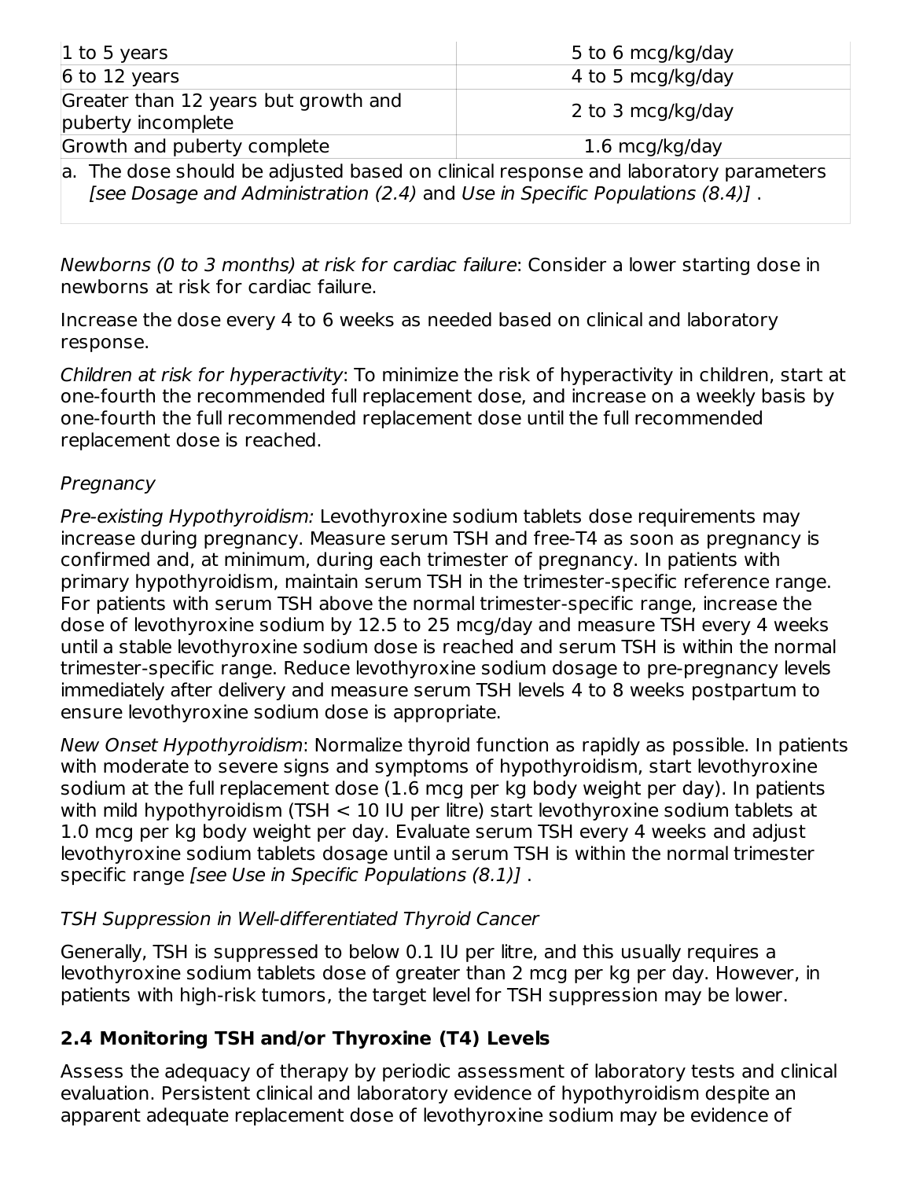| | |
|---|---|
| 1 to 5 years | 5 to 6 mcg/kg/day |
| 6 to 12 years | 4 to 5 mcg/kg/day |
| Greater than 12 years but growth and puberty incomplete | 2 to 3 mcg/kg/day |
| Growth and puberty complete | 1.6 mcg/kg/day |

a. The dose should be adjusted based on clinical response and laboratory parameters *[see Dosage and Administration (2.4)* and *Use in Specific Populations (8.4)]* .

*Newborns (0 to 3 months) at risk for cardiac failure*: Consider a lower starting dose in newborns at risk for cardiac failure.

Increase the dose every 4 to 6 weeks as needed based on clinical and laboratory response.

*Children at risk for hyperactivity*: To minimize the risk of hyperactivity in children, start at one-fourth the recommended full replacement dose, and increase on a weekly basis by one-fourth the full recommended replacement dose until the full recommended replacement dose is reached.

*Pregnancy*

*Pre-existing Hypothyroidism:* Levothyroxine sodium tablets dose requirements may increase during pregnancy. Measure serum TSH and free-T4 as soon as pregnancy is confirmed and, at minimum, during each trimester of pregnancy. In patients with primary hypothyroidism, maintain serum TSH in the trimester-specific reference range. For patients with serum TSH above the normal trimester-specific range, increase the dose of levothyroxine sodium by 12.5 to 25 mcg/day and measure TSH every 4 weeks until a stable levothyroxine sodium dose is reached and serum TSH is within the normal trimester-specific range. Reduce levothyroxine sodium dosage to pre-pregnancy levels immediately after delivery and measure serum TSH levels 4 to 8 weeks postpartum to ensure levothyroxine sodium dose is appropriate.

*New Onset Hypothyroidism*: Normalize thyroid function as rapidly as possible. In patients with moderate to severe signs and symptoms of hypothyroidism, start levothyroxine sodium at the full replacement dose (1.6 mcg per kg body weight per day). In patients with mild hypothyroidism (TSH < 10 IU per litre) start levothyroxine sodium tablets at 1.0 mcg per kg body weight per day. Evaluate serum TSH every 4 weeks and adjust levothyroxine sodium tablets dosage until a serum TSH is within the normal trimester specific range *[see Use in Specific Populations (8.1)]* .

*TSH Suppression in Well-differentiated Thyroid Cancer*

Generally, TSH is suppressed to below 0.1 IU per litre, and this usually requires a levothyroxine sodium tablets dose of greater than 2 mcg per kg per day. However, in patients with high-risk tumors, the target level for TSH suppression may be lower.

### 2.4 Monitoring TSH and/or Thyroxine (T4) Levels

Assess the adequacy of therapy by periodic assessment of laboratory tests and clinical evaluation. Persistent clinical and laboratory evidence of hypothyroidism despite an apparent adequate replacement dose of levothyroxine sodium may be evidence of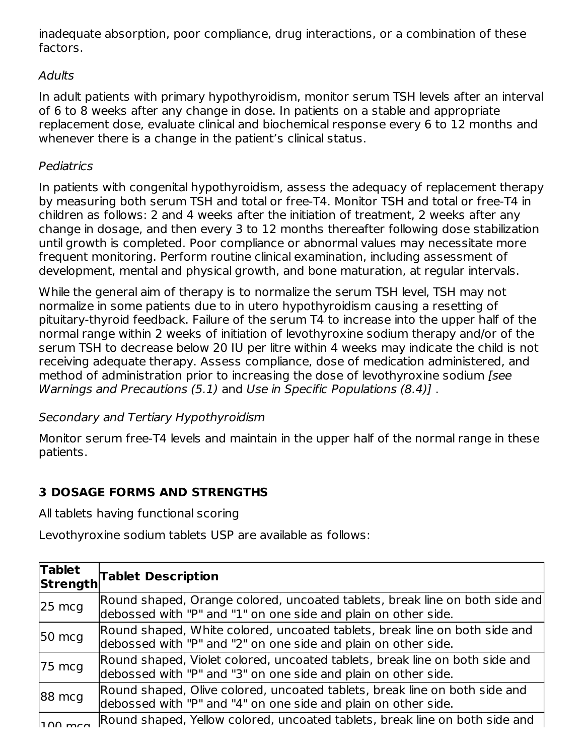inadequate absorption, poor compliance, drug interactions, or a combination of these factors.

*Adults*

In adult patients with primary hypothyroidism, monitor serum TSH levels after an interval of 6 to 8 weeks after any change in dose. In patients on a stable and appropriate replacement dose, evaluate clinical and biochemical response every 6 to 12 months and whenever there is a change in the patient's clinical status.

*Pediatrics*

In patients with congenital hypothyroidism, assess the adequacy of replacement therapy by measuring both serum TSH and total or free-T4. Monitor TSH and total or free-T4 in children as follows: 2 and 4 weeks after the initiation of treatment, 2 weeks after any change in dosage, and then every 3 to 12 months thereafter following dose stabilization until growth is completed. Poor compliance or abnormal values may necessitate more frequent monitoring. Perform routine clinical examination, including assessment of development, mental and physical growth, and bone maturation, at regular intervals.

While the general aim of therapy is to normalize the serum TSH level, TSH may not normalize in some patients due to in utero hypothyroidism causing a resetting of pituitary-thyroid feedback. Failure of the serum T4 to increase into the upper half of the normal range within 2 weeks of initiation of levothyroxine sodium therapy and/or of the serum TSH to decrease below 20 IU per litre within 4 weeks may indicate the child is not receiving adequate therapy. Assess compliance, dose of medication administered, and method of administration prior to increasing the dose of levothyroxine sodium *[see Warnings and Precautions (5.1)* and *Use in Specific Populations (8.4)]* .

*Secondary and Tertiary Hypothyroidism*

Monitor serum free-T4 levels and maintain in the upper half of the normal range in these patients.

## 3 DOSAGE FORMS AND STRENGTHS

All tablets having functional scoring

Levothyroxine sodium tablets USP are available as follows:

| Tablet Strength | Tablet Description |
|---|---|
| 25 mcg | Round shaped, Orange colored, uncoated tablets, break line on both side and debossed with "P" and "1" on one side and plain on other side. |
| 50 mcg | Round shaped, White colored, uncoated tablets, break line on both side and debossed with "P" and "2" on one side and plain on other side. |
| 75 mcg | Round shaped, Violet colored, uncoated tablets, break line on both side and debossed with "P" and "3" on one side and plain on other side. |
| 88 mcg | Round shaped, Olive colored, uncoated tablets, break line on both side and debossed with "P" and "4" on one side and plain on other side. |
| 100 mcg | Round shaped, Yellow colored, uncoated tablets, break line on both side and |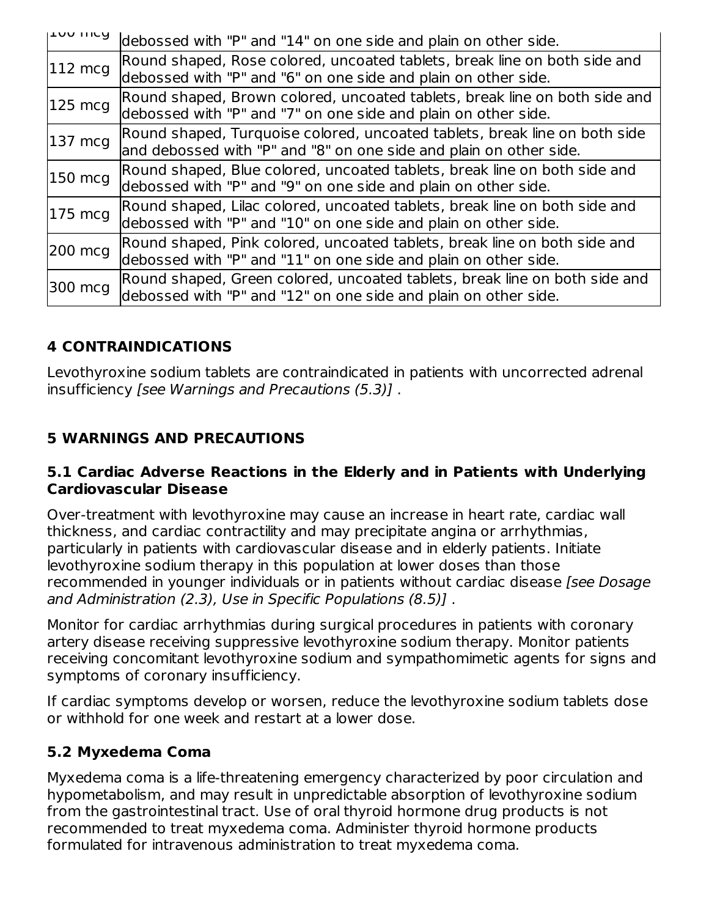| | |
|---|---|
| 100 mcg | debossed with "P" and "14" on one side and plain on other side. |
| 112 mcg | Round shaped, Rose colored, uncoated tablets, break line on both side and debossed with "P" and "6" on one side and plain on other side. |
| 125 mcg | Round shaped, Brown colored, uncoated tablets, break line on both side and debossed with "P" and "7" on one side and plain on other side. |
| 137 mcg | Round shaped, Turquoise colored, uncoated tablets, break line on both side and debossed with "P" and "8" on one side and plain on other side. |
| 150 mcg | Round shaped, Blue colored, uncoated tablets, break line on both side and debossed with "P" and "9" on one side and plain on other side. |
| 175 mcg | Round shaped, Lilac colored, uncoated tablets, break line on both side and debossed with "P" and "10" on one side and plain on other side. |
| 200 mcg | Round shaped, Pink colored, uncoated tablets, break line on both side and debossed with "P" and "11" on one side and plain on other side. |
| 300 mcg | Round shaped, Green colored, uncoated tablets, break line on both side and debossed with "P" and "12" on one side and plain on other side. |

## 4 CONTRAINDICATIONS

Levothyroxine sodium tablets are contraindicated in patients with uncorrected adrenal insufficiency *[see Warnings and Precautions (5.3)]* .

## 5 WARNINGS AND PRECAUTIONS

### 5.1 Cardiac Adverse Reactions in the Elderly and in Patients with Underlying Cardiovascular Disease

Over-treatment with levothyroxine may cause an increase in heart rate, cardiac wall thickness, and cardiac contractility and may precipitate angina or arrhythmias, particularly in patients with cardiovascular disease and in elderly patients. Initiate levothyroxine sodium therapy in this population at lower doses than those recommended in younger individuals or in patients without cardiac disease *[see Dosage and Administration (2.3), Use in Specific Populations (8.5)]* .

Monitor for cardiac arrhythmias during surgical procedures in patients with coronary artery disease receiving suppressive levothyroxine sodium therapy. Monitor patients receiving concomitant levothyroxine sodium and sympathomimetic agents for signs and symptoms of coronary insufficiency.

If cardiac symptoms develop or worsen, reduce the levothyroxine sodium tablets dose or withhold for one week and restart at a lower dose.

### 5.2 Myxedema Coma

Myxedema coma is a life-threatening emergency characterized by poor circulation and hypometabolism, and may result in unpredictable absorption of levothyroxine sodium from the gastrointestinal tract. Use of oral thyroid hormone drug products is not recommended to treat myxedema coma. Administer thyroid hormone products formulated for intravenous administration to treat myxedema coma.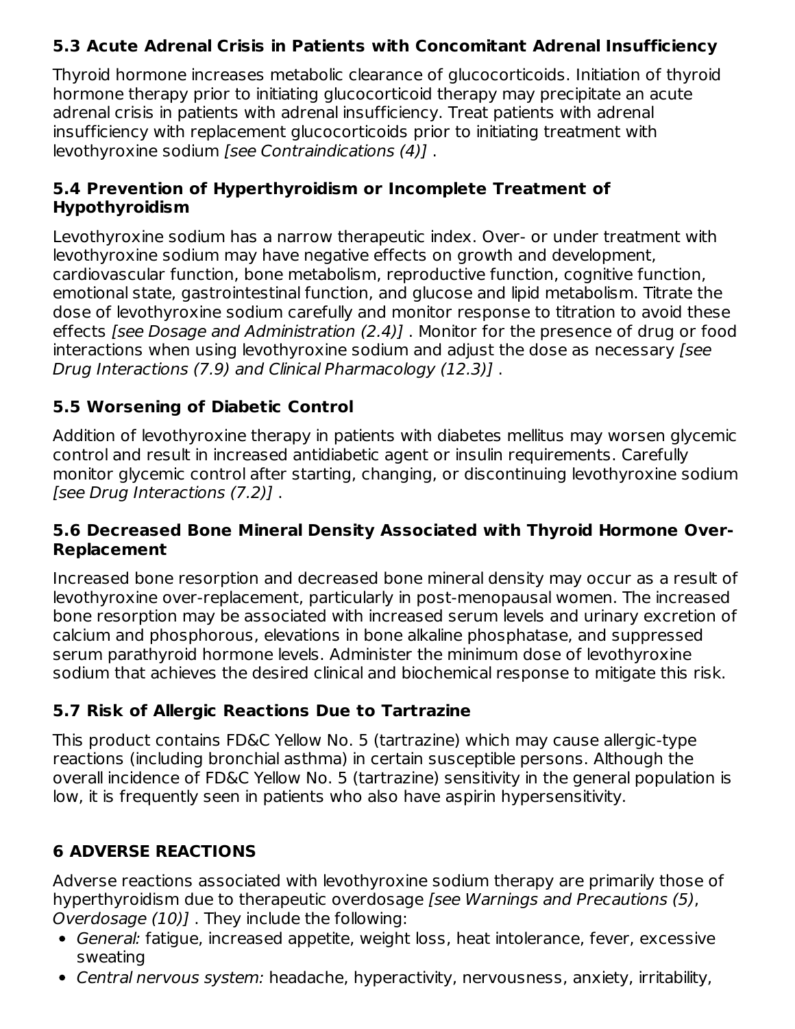### 5.3 Acute Adrenal Crisis in Patients with Concomitant Adrenal Insufficiency

Thyroid hormone increases metabolic clearance of glucocorticoids. Initiation of thyroid hormone therapy prior to initiating glucocorticoid therapy may precipitate an acute adrenal crisis in patients with adrenal insufficiency. Treat patients with adrenal insufficiency with replacement glucocorticoids prior to initiating treatment with levothyroxine sodium *[see Contraindications (4)]* .

### 5.4 Prevention of Hyperthyroidism or Incomplete Treatment of Hypothyroidism

Levothyroxine sodium has a narrow therapeutic index. Over- or under treatment with levothyroxine sodium may have negative effects on growth and development, cardiovascular function, bone metabolism, reproductive function, cognitive function, emotional state, gastrointestinal function, and glucose and lipid metabolism. Titrate the dose of levothyroxine sodium carefully and monitor response to titration to avoid these effects *[see Dosage and Administration (2.4)]* . Monitor for the presence of drug or food interactions when using levothyroxine sodium and adjust the dose as necessary *[see Drug Interactions (7.9) and Clinical Pharmacology (12.3)]* .

### 5.5 Worsening of Diabetic Control

Addition of levothyroxine therapy in patients with diabetes mellitus may worsen glycemic control and result in increased antidiabetic agent or insulin requirements. Carefully monitor glycemic control after starting, changing, or discontinuing levothyroxine sodium *[see Drug Interactions (7.2)]* .

### 5.6 Decreased Bone Mineral Density Associated with Thyroid Hormone Over-Replacement

Increased bone resorption and decreased bone mineral density may occur as a result of levothyroxine over-replacement, particularly in post-menopausal women. The increased bone resorption may be associated with increased serum levels and urinary excretion of calcium and phosphorous, elevations in bone alkaline phosphatase, and suppressed serum parathyroid hormone levels. Administer the minimum dose of levothyroxine sodium that achieves the desired clinical and biochemical response to mitigate this risk.

### 5.7 Risk of Allergic Reactions Due to Tartrazine

This product contains FD&C Yellow No. 5 (tartrazine) which may cause allergic-type reactions (including bronchial asthma) in certain susceptible persons. Although the overall incidence of FD&C Yellow No. 5 (tartrazine) sensitivity in the general population is low, it is frequently seen in patients who also have aspirin hypersensitivity.

## 6 ADVERSE REACTIONS

Adverse reactions associated with levothyroxine sodium therapy are primarily those of hyperthyroidism due to therapeutic overdosage *[see Warnings and Precautions (5), Overdosage (10)]* . They include the following:

- *General:* fatigue, increased appetite, weight loss, heat intolerance, fever, excessive sweating
- *Central nervous system:* headache, hyperactivity, nervousness, anxiety, irritability,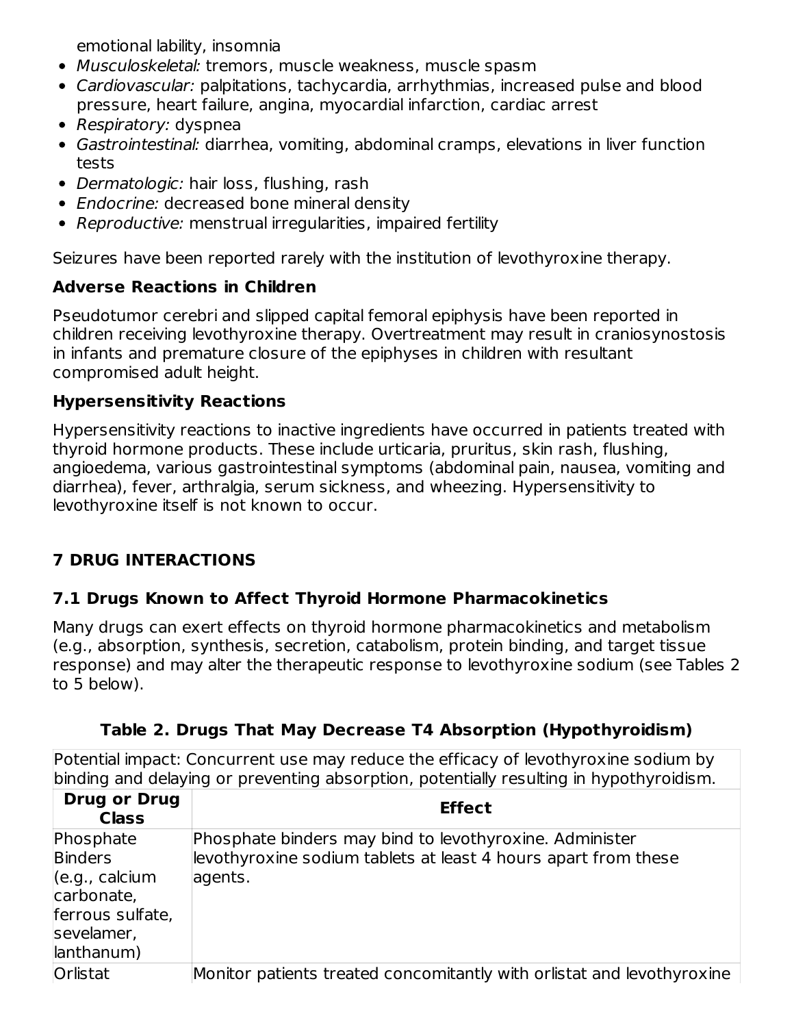emotional lability, insomnia

- *Musculoskeletal:* tremors, muscle weakness, muscle spasm
- *Cardiovascular:* palpitations, tachycardia, arrhythmias, increased pulse and blood pressure, heart failure, angina, myocardial infarction, cardiac arrest
- *Respiratory:* dyspnea
- *Gastrointestinal:* diarrhea, vomiting, abdominal cramps, elevations in liver function tests
- *Dermatologic:* hair loss, flushing, rash
- *Endocrine:* decreased bone mineral density
- *Reproductive:* menstrual irregularities, impaired fertility

Seizures have been reported rarely with the institution of levothyroxine therapy.

### Adverse Reactions in Children

Pseudotumor cerebri and slipped capital femoral epiphysis have been reported in children receiving levothyroxine therapy. Overtreatment may result in craniosynostosis in infants and premature closure of the epiphyses in children with resultant compromised adult height.

### Hypersensitivity Reactions

Hypersensitivity reactions to inactive ingredients have occurred in patients treated with thyroid hormone products. These include urticaria, pruritus, skin rash, flushing, angioedema, various gastrointestinal symptoms (abdominal pain, nausea, vomiting and diarrhea), fever, arthralgia, serum sickness, and wheezing. Hypersensitivity to levothyroxine itself is not known to occur.

## 7 DRUG INTERACTIONS

### 7.1 Drugs Known to Affect Thyroid Hormone Pharmacokinetics

Many drugs can exert effects on thyroid hormone pharmacokinetics and metabolism (e.g., absorption, synthesis, secretion, catabolism, protein binding, and target tissue response) and may alter the therapeutic response to levothyroxine sodium (see Tables 2 to 5 below).

**Table 2. Drugs That May Decrease T4 Absorption (Hypothyroidism)**

| Potential impact: Concurrent use may reduce the efficacy of levothyroxine sodium by binding and delaying or preventing absorption, potentially resulting in hypothyroidism. | |
|---|---|
| **Drug or Drug Class** | **Effect** |
| Phosphate Binders (e.g., calcium carbonate, ferrous sulfate, sevelamer, lanthanum) | Phosphate binders may bind to levothyroxine. Administer levothyroxine sodium tablets at least 4 hours apart from these agents. |
| Orlistat | Monitor patients treated concomitantly with orlistat and levothyroxine |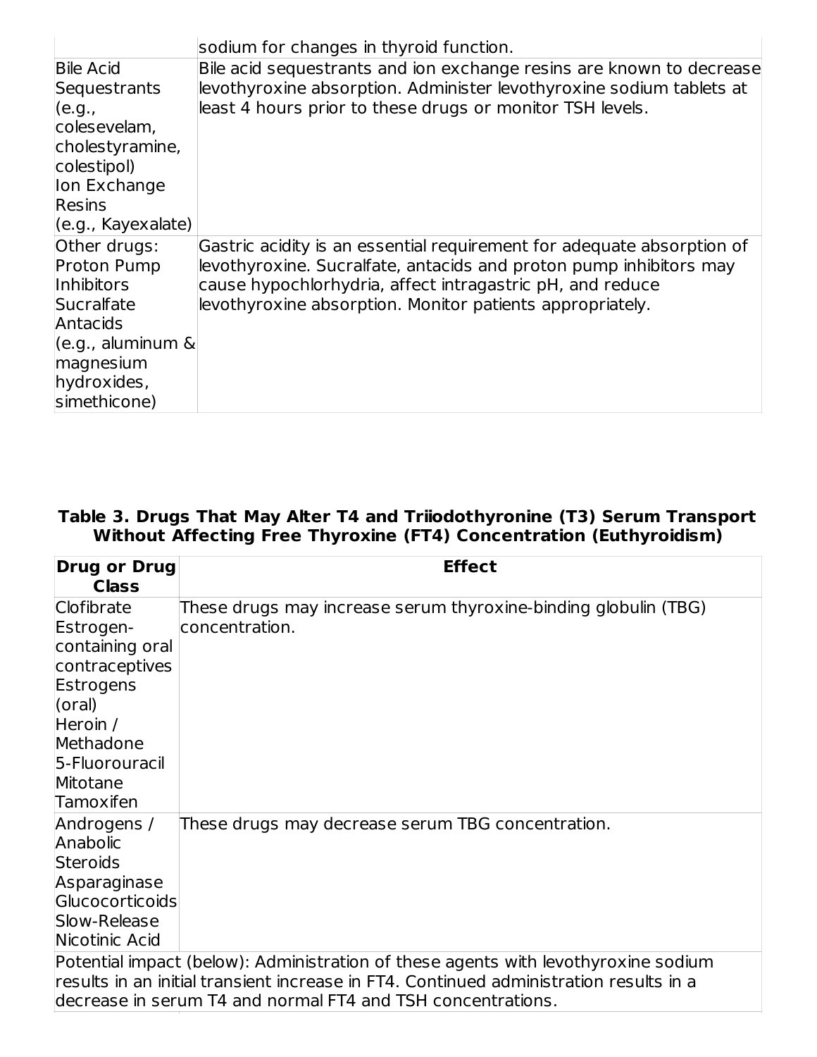| | |
|---|---|
| | sodium for changes in thyroid function. |
| Bile Acid Sequestrants (e.g., colesevelam, cholestyramine, colestipol) Ion Exchange Resins (e.g., Kayexalate) | Bile acid sequestrants and ion exchange resins are known to decrease levothyroxine absorption. Administer levothyroxine sodium tablets at least 4 hours prior to these drugs or monitor TSH levels. |
| Other drugs: Proton Pump Inhibitors Sucralfate Antacids (e.g., aluminum & magnesium hydroxides, simethicone) | Gastric acidity is an essential requirement for adequate absorption of levothyroxine. Sucralfate, antacids and proton pump inhibitors may cause hypochlorhydria, affect intragastric pH, and reduce levothyroxine absorption. Monitor patients appropriately. |

**Table 3. Drugs That May Alter T4 and Triiodothyronine (T3) Serum Transport Without Affecting Free Thyroxine (FT4) Concentration (Euthyroidism)**

| Drug or Drug Class | Effect |
|---|---|
| Clofibrate Estrogen-containing oral contraceptives Estrogens (oral) Heroin / Methadone 5-Fluorouracil Mitotane Tamoxifen | These drugs may increase serum thyroxine-binding globulin (TBG) concentration. |
| Androgens / Anabolic Steroids Asparaginase Glucocorticoids Slow-Release Nicotinic Acid | These drugs may decrease serum TBG concentration. |
| Potential impact (below): Administration of these agents with levothyroxine sodium results in an initial transient increase in FT4. Continued administration results in a decrease in serum T4 and normal FT4 and TSH concentrations. | |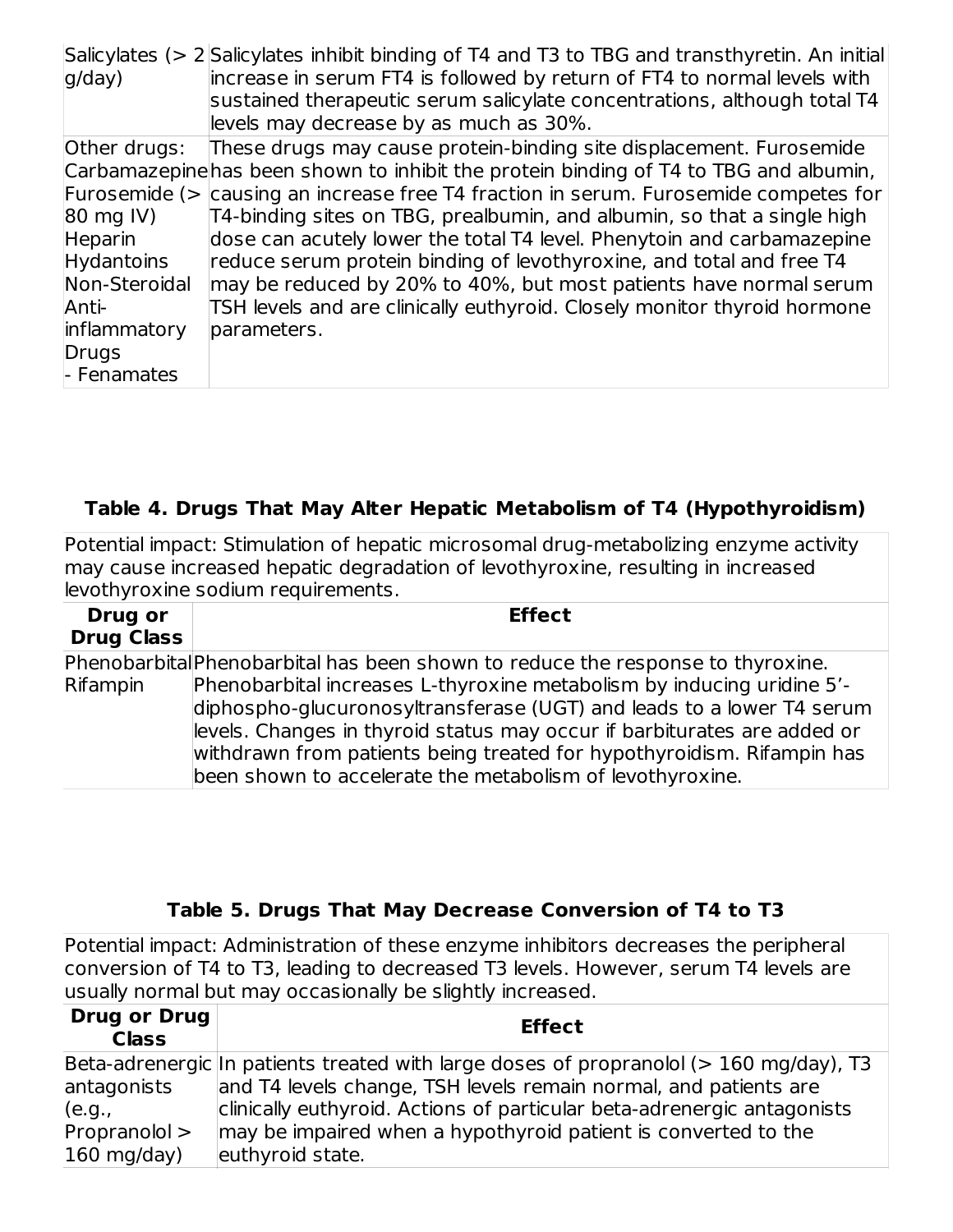| | |
|---|---|
| Salicylates (> 2 g/day) | Salicylates inhibit binding of T4 and T3 to TBG and transthyretin. An initial increase in serum FT4 is followed by return of FT4 to normal levels with sustained therapeutic serum salicylate concentrations, although total T4 levels may decrease by as much as 30%. |
| Other drugs: Carbamazepine Furosemide (> 80 mg IV) Heparin Hydantoins Non-Steroidal Anti-inflammatory Drugs - Fenamates | These drugs may cause protein-binding site displacement. Furosemide has been shown to inhibit the protein binding of T4 to TBG and albumin, causing an increase free T4 fraction in serum. Furosemide competes for T4-binding sites on TBG, prealbumin, and albumin, so that a single high dose can acutely lower the total T4 level. Phenytoin and carbamazepine reduce serum protein binding of levothyroxine, and total and free T4 may be reduced by 20% to 40%, but most patients have normal serum TSH levels and are clinically euthyroid. Closely monitor thyroid hormone parameters. |

**Table 4. Drugs That May Alter Hepatic Metabolism of T4 (Hypothyroidism)**

| Potential impact: Stimulation of hepatic microsomal drug-metabolizing enzyme activity may cause increased hepatic degradation of levothyroxine, resulting in increased levothyroxine sodium requirements. | |
|---|---|
| **Drug or Drug Class** | **Effect** |
| Phenobarbital Rifampin | Phenobarbital has been shown to reduce the response to thyroxine. Phenobarbital increases L-thyroxine metabolism by inducing uridine 5'-diphospho-glucuronosyltransferase (UGT) and leads to a lower T4 serum levels. Changes in thyroid status may occur if barbiturates are added or withdrawn from patients being treated for hypothyroidism. Rifampin has been shown to accelerate the metabolism of levothyroxine. |

**Table 5. Drugs That May Decrease Conversion of T4 to T3**

| Potential impact: Administration of these enzyme inhibitors decreases the peripheral conversion of T4 to T3, leading to decreased T3 levels. However, serum T4 levels are usually normal but may occasionally be slightly increased. | |
|---|---|
| **Drug or Drug Class** | **Effect** |
| Beta-adrenergic antagonists (e.g., Propranolol > 160 mg/day) | In patients treated with large doses of propranolol (> 160 mg/day), T3 and T4 levels change, TSH levels remain normal, and patients are clinically euthyroid. Actions of particular beta-adrenergic antagonists may be impaired when a hypothyroid patient is converted to the euthyroid state. |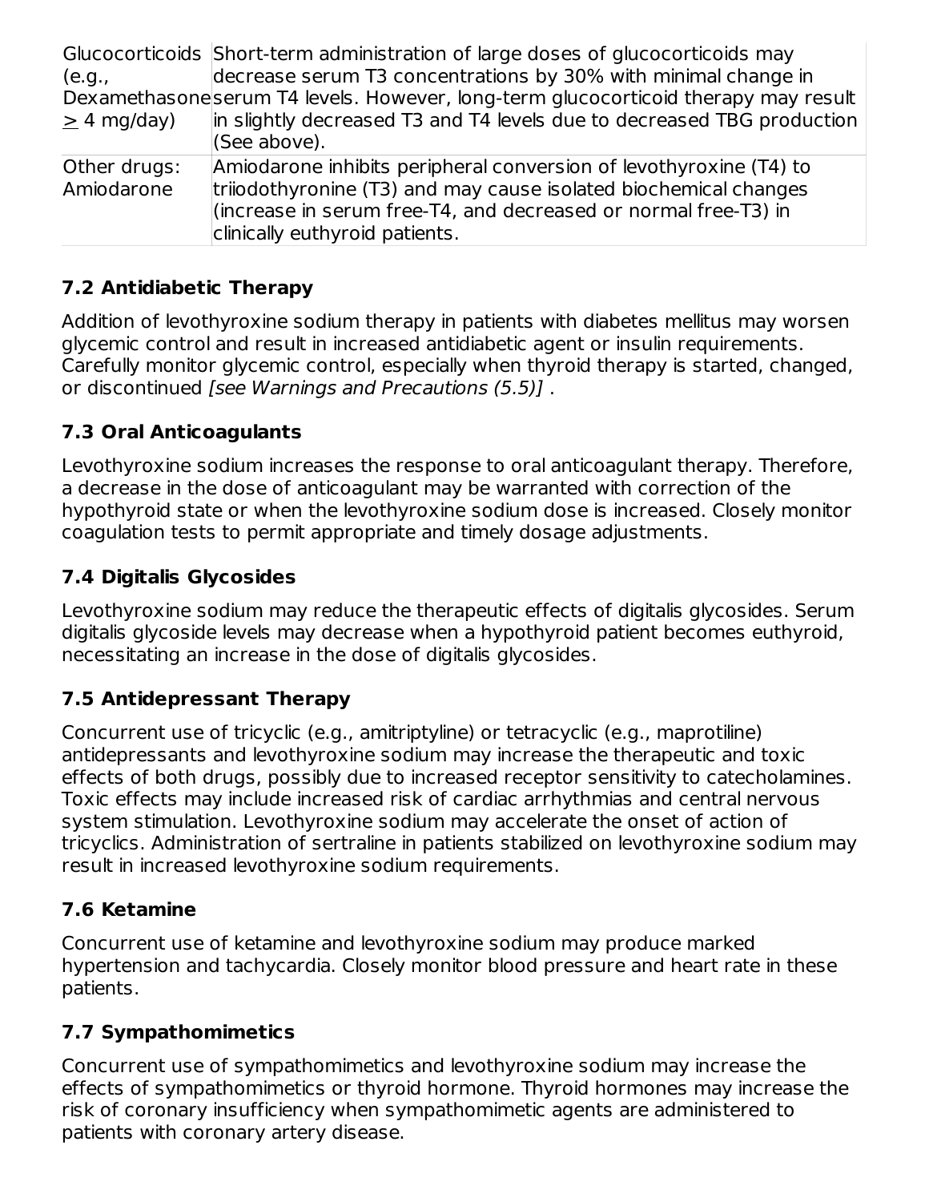| | |
|---|---|
| Glucocorticoids (e.g., Dexamethasone $\geq$ 4 mg/day) | Short-term administration of large doses of glucocorticoids may decrease serum T3 concentrations by 30% with minimal change in serum T4 levels. However, long-term glucocorticoid therapy may result in slightly decreased T3 and T4 levels due to decreased TBG production (See above). |
| Other drugs: Amiodarone | Amiodarone inhibits peripheral conversion of levothyroxine (T4) to triiodothyronine (T3) and may cause isolated biochemical changes (increase in serum free-T4, and decreased or normal free-T3) in clinically euthyroid patients. |

### 7.2 Antidiabetic Therapy

Addition of levothyroxine sodium therapy in patients with diabetes mellitus may worsen glycemic control and result in increased antidiabetic agent or insulin requirements. Carefully monitor glycemic control, especially when thyroid therapy is started, changed, or discontinued *[see Warnings and Precautions (5.5)]* .

### 7.3 Oral Anticoagulants

Levothyroxine sodium increases the response to oral anticoagulant therapy. Therefore, a decrease in the dose of anticoagulant may be warranted with correction of the hypothyroid state or when the levothyroxine sodium dose is increased. Closely monitor coagulation tests to permit appropriate and timely dosage adjustments.

### 7.4 Digitalis Glycosides

Levothyroxine sodium may reduce the therapeutic effects of digitalis glycosides. Serum digitalis glycoside levels may decrease when a hypothyroid patient becomes euthyroid, necessitating an increase in the dose of digitalis glycosides.

### 7.5 Antidepressant Therapy

Concurrent use of tricyclic (e.g., amitriptyline) or tetracyclic (e.g., maprotiline) antidepressants and levothyroxine sodium may increase the therapeutic and toxic effects of both drugs, possibly due to increased receptor sensitivity to catecholamines. Toxic effects may include increased risk of cardiac arrhythmias and central nervous system stimulation. Levothyroxine sodium may accelerate the onset of action of tricyclics. Administration of sertraline in patients stabilized on levothyroxine sodium may result in increased levothyroxine sodium requirements.

### 7.6 Ketamine

Concurrent use of ketamine and levothyroxine sodium may produce marked hypertension and tachycardia. Closely monitor blood pressure and heart rate in these patients.

### 7.7 Sympathomimetics

Concurrent use of sympathomimetics and levothyroxine sodium may increase the effects of sympathomimetics or thyroid hormone. Thyroid hormones may increase the risk of coronary insufficiency when sympathomimetic agents are administered to patients with coronary artery disease.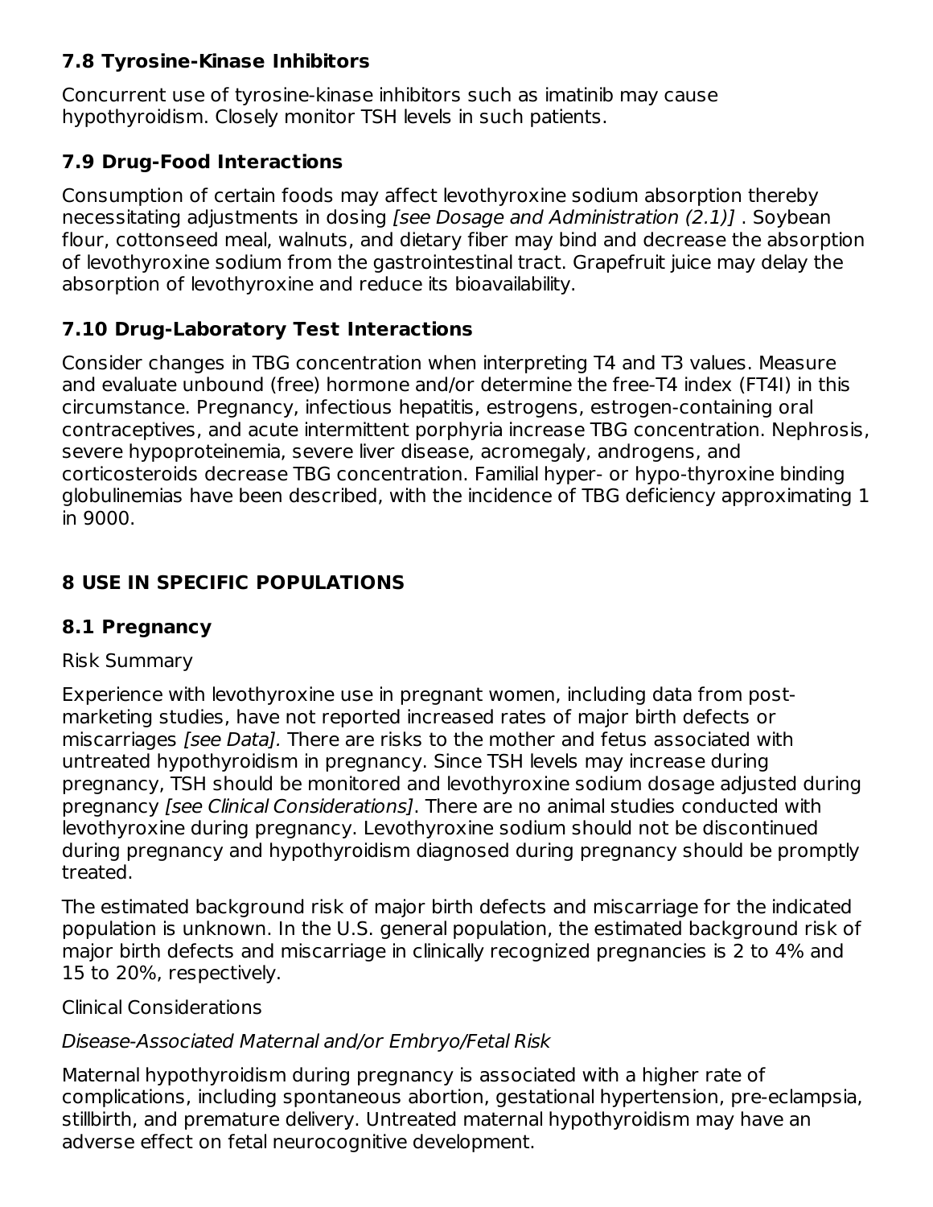### 7.8 Tyrosine-Kinase Inhibitors

Concurrent use of tyrosine-kinase inhibitors such as imatinib may cause hypothyroidism. Closely monitor TSH levels in such patients.

### 7.9 Drug-Food Interactions

Consumption of certain foods may affect levothyroxine sodium absorption thereby necessitating adjustments in dosing *[see Dosage and Administration (2.1)]* . Soybean flour, cottonseed meal, walnuts, and dietary fiber may bind and decrease the absorption of levothyroxine sodium from the gastrointestinal tract. Grapefruit juice may delay the absorption of levothyroxine and reduce its bioavailability.

### 7.10 Drug-Laboratory Test Interactions

Consider changes in TBG concentration when interpreting T4 and T3 values. Measure and evaluate unbound (free) hormone and/or determine the free-T4 index (FT4I) in this circumstance. Pregnancy, infectious hepatitis, estrogens, estrogen-containing oral contraceptives, and acute intermittent porphyria increase TBG concentration. Nephrosis, severe hypoproteinemia, severe liver disease, acromegaly, androgens, and corticosteroids decrease TBG concentration. Familial hyper- or hypo-thyroxine binding globulinemias have been described, with the incidence of TBG deficiency approximating 1 in 9000.

## 8 USE IN SPECIFIC POPULATIONS

### 8.1 Pregnancy

Risk Summary

Experience with levothyroxine use in pregnant women, including data from post-marketing studies, have not reported increased rates of major birth defects or miscarriages *[see Data].* There are risks to the mother and fetus associated with untreated hypothyroidism in pregnancy. Since TSH levels may increase during pregnancy, TSH should be monitored and levothyroxine sodium dosage adjusted during pregnancy *[see Clinical Considerations]*. There are no animal studies conducted with levothyroxine during pregnancy. Levothyroxine sodium should not be discontinued during pregnancy and hypothyroidism diagnosed during pregnancy should be promptly treated.

The estimated background risk of major birth defects and miscarriage for the indicated population is unknown. In the U.S. general population, the estimated background risk of major birth defects and miscarriage in clinically recognized pregnancies is 2 to 4% and 15 to 20%, respectively.

Clinical Considerations

*Disease-Associated Maternal and/or Embryo/Fetal Risk*

Maternal hypothyroidism during pregnancy is associated with a higher rate of complications, including spontaneous abortion, gestational hypertension, pre-eclampsia, stillbirth, and premature delivery. Untreated maternal hypothyroidism may have an adverse effect on fetal neurocognitive development.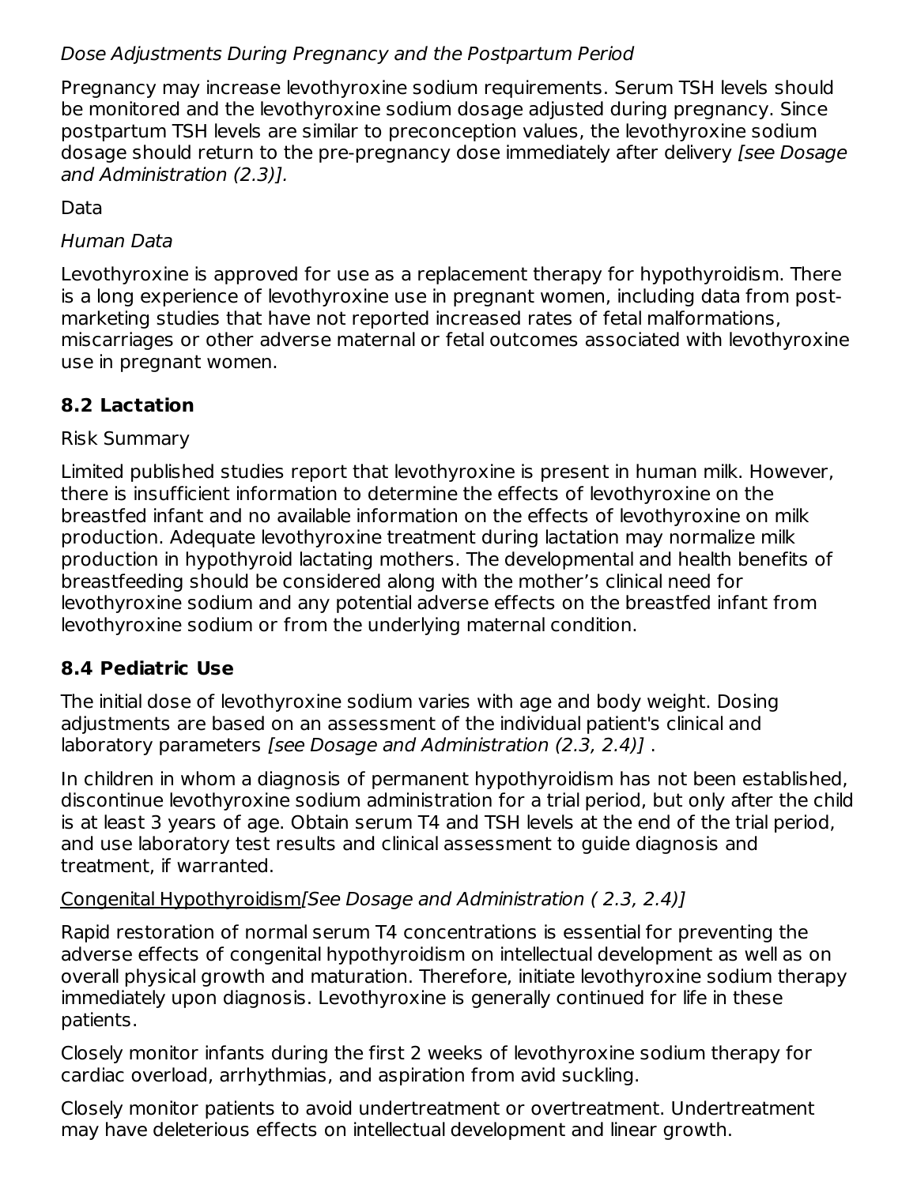*Dose Adjustments During Pregnancy and the Postpartum Period*

Pregnancy may increase levothyroxine sodium requirements. Serum TSH levels should be monitored and the levothyroxine sodium dosage adjusted during pregnancy. Since postpartum TSH levels are similar to preconception values, the levothyroxine sodium dosage should return to the pre-pregnancy dose immediately after delivery *[see Dosage and Administration (2.3)].*

Data

*Human Data*

Levothyroxine is approved for use as a replacement therapy for hypothyroidism. There is a long experience of levothyroxine use in pregnant women, including data from post-marketing studies that have not reported increased rates of fetal malformations, miscarriages or other adverse maternal or fetal outcomes associated with levothyroxine use in pregnant women.

## 8.2 Lactation

Risk Summary

Limited published studies report that levothyroxine is present in human milk. However, there is insufficient information to determine the effects of levothyroxine on the breastfed infant and no available information on the effects of levothyroxine on milk production. Adequate levothyroxine treatment during lactation may normalize milk production in hypothyroid lactating mothers. The developmental and health benefits of breastfeeding should be considered along with the mother's clinical need for levothyroxine sodium and any potential adverse effects on the breastfed infant from levothyroxine sodium or from the underlying maternal condition.

## 8.4 Pediatric Use

The initial dose of levothyroxine sodium varies with age and body weight. Dosing adjustments are based on an assessment of the individual patient's clinical and laboratory parameters *[see Dosage and Administration (2.3, 2.4)]* .

In children in whom a diagnosis of permanent hypothyroidism has not been established, discontinue levothyroxine sodium administration for a trial period, but only after the child is at least 3 years of age. Obtain serum T4 and TSH levels at the end of the trial period, and use laboratory test results and clinical assessment to guide diagnosis and treatment, if warranted.

Congenital Hypothyroidism*[See Dosage and Administration ( 2.3, 2.4)]*

Rapid restoration of normal serum T4 concentrations is essential for preventing the adverse effects of congenital hypothyroidism on intellectual development as well as on overall physical growth and maturation. Therefore, initiate levothyroxine sodium therapy immediately upon diagnosis. Levothyroxine is generally continued for life in these patients.

Closely monitor infants during the first 2 weeks of levothyroxine sodium therapy for cardiac overload, arrhythmias, and aspiration from avid suckling.

Closely monitor patients to avoid undertreatment or overtreatment. Undertreatment may have deleterious effects on intellectual development and linear growth.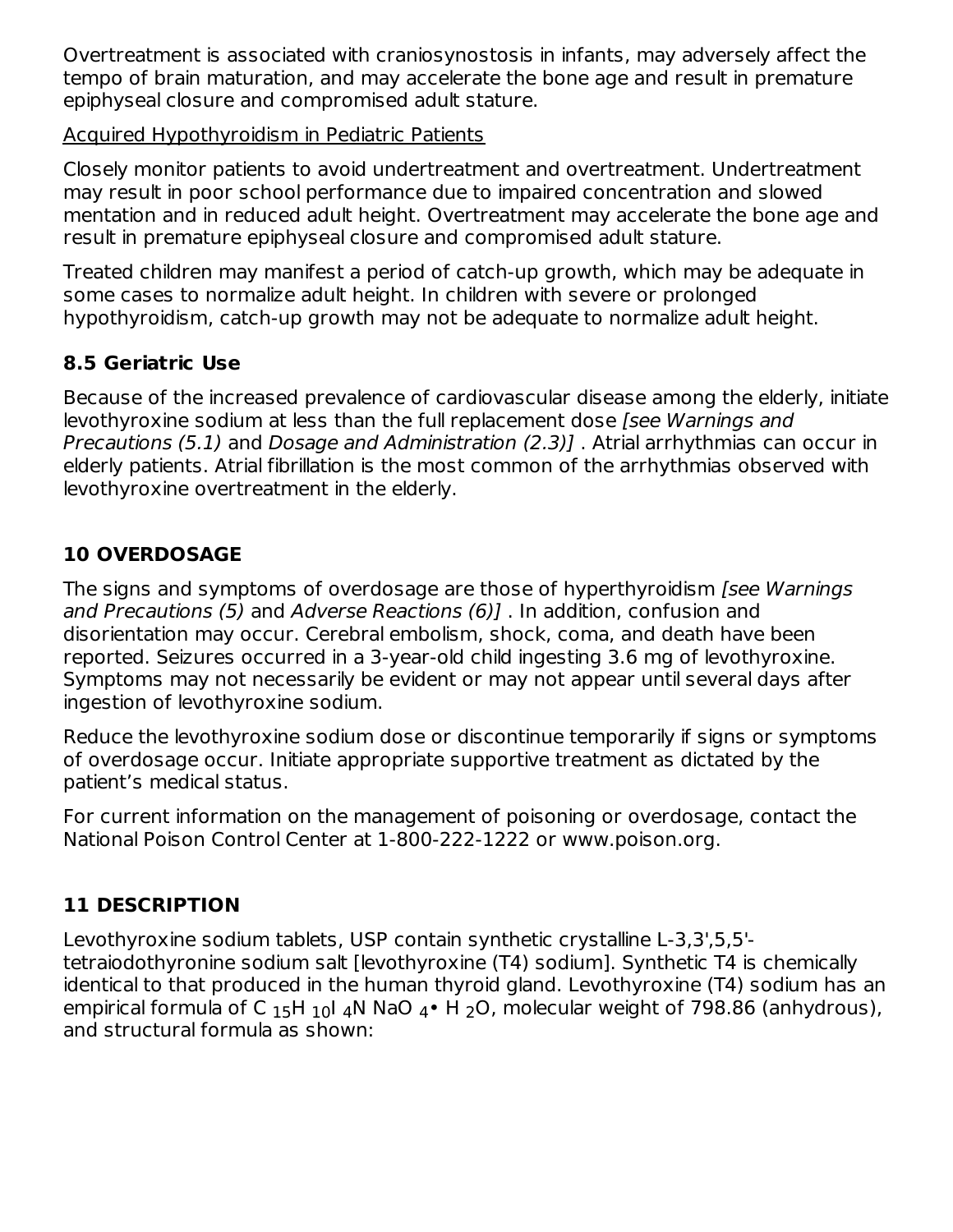Overtreatment is associated with craniosynostosis in infants, may adversely affect the tempo of brain maturation, and may accelerate the bone age and result in premature epiphyseal closure and compromised adult stature.

Acquired Hypothyroidism in Pediatric Patients

Closely monitor patients to avoid undertreatment and overtreatment. Undertreatment may result in poor school performance due to impaired concentration and slowed mentation and in reduced adult height. Overtreatment may accelerate the bone age and result in premature epiphyseal closure and compromised adult stature.

Treated children may manifest a period of catch-up growth, which may be adequate in some cases to normalize adult height. In children with severe or prolonged hypothyroidism, catch-up growth may not be adequate to normalize adult height.

### 8.5 Geriatric Use

Because of the increased prevalence of cardiovascular disease among the elderly, initiate levothyroxine sodium at less than the full replacement dose *[see Warnings and Precautions (5.1)* and *Dosage and Administration (2.3)]* . Atrial arrhythmias can occur in elderly patients. Atrial fibrillation is the most common of the arrhythmias observed with levothyroxine overtreatment in the elderly.

## 10 OVERDOSAGE

The signs and symptoms of overdosage are those of hyperthyroidism *[see Warnings and Precautions (5)* and *Adverse Reactions (6)]* . In addition, confusion and disorientation may occur. Cerebral embolism, shock, coma, and death have been reported. Seizures occurred in a 3-year-old child ingesting 3.6 mg of levothyroxine. Symptoms may not necessarily be evident or may not appear until several days after ingestion of levothyroxine sodium.

Reduce the levothyroxine sodium dose or discontinue temporarily if signs or symptoms of overdosage occur. Initiate appropriate supportive treatment as dictated by the patient's medical status.

For current information on the management of poisoning or overdosage, contact the National Poison Control Center at 1-800-222-1222 or www.poison.org.

## 11 DESCRIPTION

Levothyroxine sodium tablets, USP contain synthetic crystalline L-3,3',5,5'-tetraiodothyronine sodium salt [levothyroxine (T4) sodium]. Synthetic T4 is chemically identical to that produced in the human thyroid gland. Levothyroxine (T4) sodium has an empirical formula of $C_{15}H_{10}I_4NNaO_4 \cdot H_2O$, molecular weight of 798.86 (anhydrous), and structural formula as shown: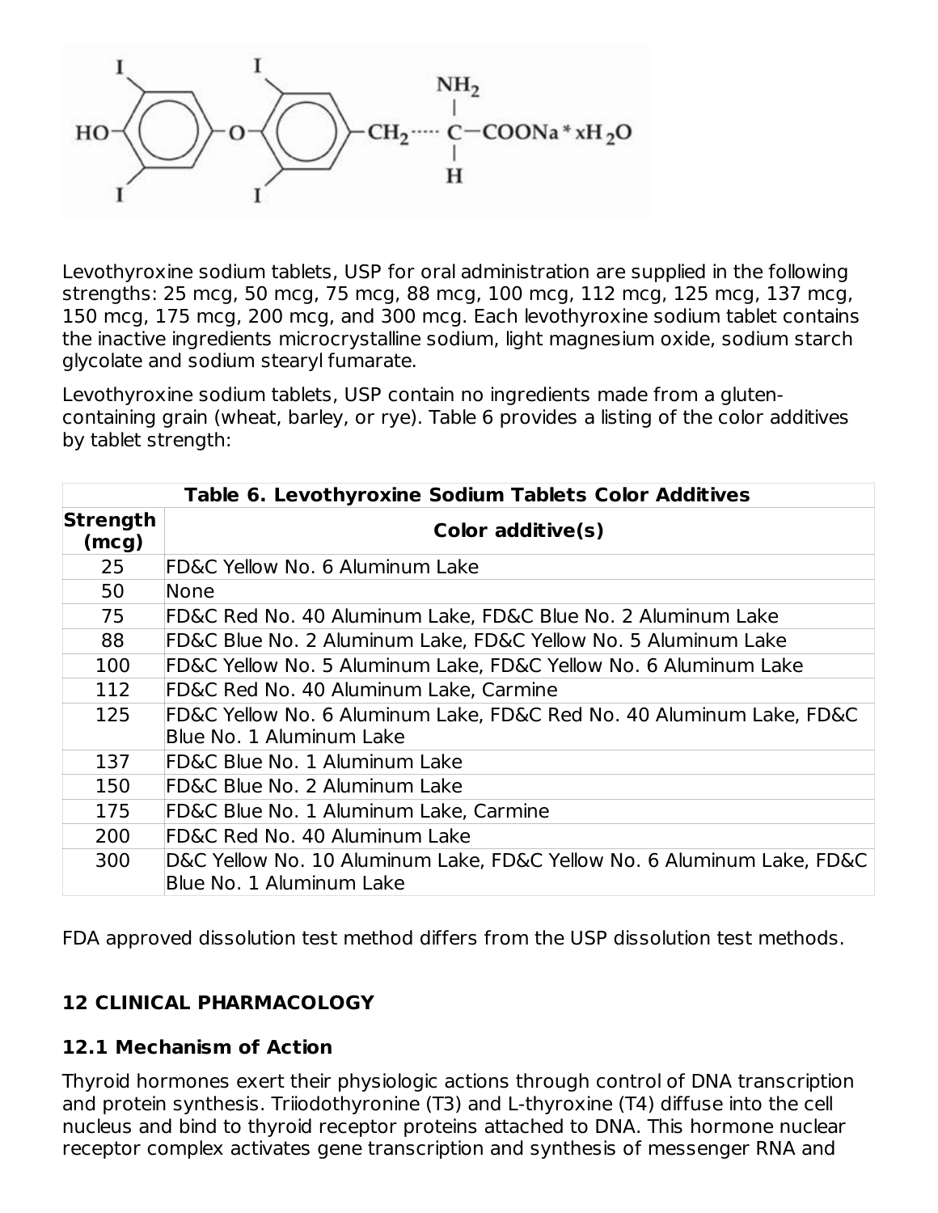Levothyroxine sodium tablets, USP for oral administration are supplied in the following strengths: 25 mcg, 50 mcg, 75 mcg, 88 mcg, 100 mcg, 112 mcg, 125 mcg, 137 mcg, 150 mcg, 175 mcg, 200 mcg, and 300 mcg. Each levothyroxine sodium tablet contains the inactive ingredients microcrystalline sodium, light magnesium oxide, sodium starch glycolate and sodium stearyl fumarate.

Levothyroxine sodium tablets, USP contain no ingredients made from a gluten-containing grain (wheat, barley, or rye). Table 6 provides a listing of the color additives by tablet strength:

**Table 6. Levothyroxine Sodium Tablets Color Additives**

| Strength (mcg) | Color additive(s) |
| --- | --- |
| 25 | FD&C Yellow No. 6 Aluminum Lake |
| 50 | None |
| 75 | FD&C Red No. 40 Aluminum Lake, FD&C Blue No. 2 Aluminum Lake |
| 88 | FD&C Blue No. 2 Aluminum Lake, FD&C Yellow No. 5 Aluminum Lake |
| 100 | FD&C Yellow No. 5 Aluminum Lake, FD&C Yellow No. 6 Aluminum Lake |
| 112 | FD&C Red No. 40 Aluminum Lake, Carmine |
| 125 | FD&C Yellow No. 6 Aluminum Lake, FD&C Red No. 40 Aluminum Lake, FD&C Blue No. 1 Aluminum Lake |
| 137 | FD&C Blue No. 1 Aluminum Lake |
| 150 | FD&C Blue No. 2 Aluminum Lake |
| 175 | FD&C Blue No. 1 Aluminum Lake, Carmine |
| 200 | FD&C Red No. 40 Aluminum Lake |
| 300 | D&C Yellow No. 10 Aluminum Lake, FD&C Yellow No. 6 Aluminum Lake, FD&C Blue No. 1 Aluminum Lake |

FDA approved dissolution test method differs from the USP dissolution test methods.

## 12 CLINICAL PHARMACOLOGY

### 12.1 Mechanism of Action

Thyroid hormones exert their physiologic actions through control of DNA transcription and protein synthesis. Triiodothyronine (T3) and L-thyroxine (T4) diffuse into the cell nucleus and bind to thyroid receptor proteins attached to DNA. This hormone nuclear receptor complex activates gene transcription and synthesis of messenger RNA and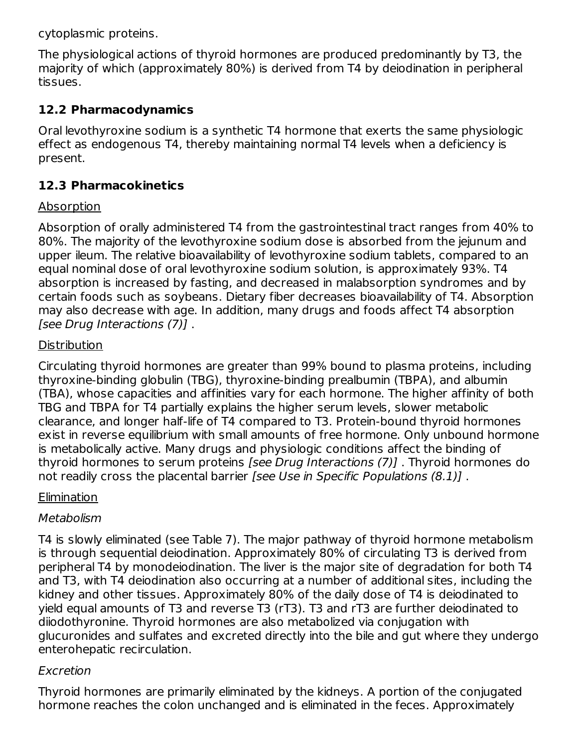cytoplasmic proteins.

The physiological actions of thyroid hormones are produced predominantly by T3, the majority of which (approximately 80%) is derived from T4 by deiodination in peripheral tissues.

### 12.2 Pharmacodynamics

Oral levothyroxine sodium is a synthetic T4 hormone that exerts the same physiologic effect as endogenous T4, thereby maintaining normal T4 levels when a deficiency is present.

### 12.3 Pharmacokinetics

Absorption

Absorption of orally administered T4 from the gastrointestinal tract ranges from 40% to 80%. The majority of the levothyroxine sodium dose is absorbed from the jejunum and upper ileum. The relative bioavailability of levothyroxine sodium tablets, compared to an equal nominal dose of oral levothyroxine sodium solution, is approximately 93%. T4 absorption is increased by fasting, and decreased in malabsorption syndromes and by certain foods such as soybeans. Dietary fiber decreases bioavailability of T4. Absorption may also decrease with age. In addition, many drugs and foods affect T4 absorption *[see Drug Interactions (7)]* .

Distribution

Circulating thyroid hormones are greater than 99% bound to plasma proteins, including thyroxine-binding globulin (TBG), thyroxine-binding prealbumin (TBPA), and albumin (TBA), whose capacities and affinities vary for each hormone. The higher affinity of both TBG and TBPA for T4 partially explains the higher serum levels, slower metabolic clearance, and longer half-life of T4 compared to T3. Protein-bound thyroid hormones exist in reverse equilibrium with small amounts of free hormone. Only unbound hormone is metabolically active. Many drugs and physiologic conditions affect the binding of thyroid hormones to serum proteins *[see Drug Interactions (7)]* . Thyroid hormones do not readily cross the placental barrier *[see Use in Specific Populations (8.1)]* .

Elimination

*Metabolism*

T4 is slowly eliminated (see Table 7). The major pathway of thyroid hormone metabolism is through sequential deiodination. Approximately 80% of circulating T3 is derived from peripheral T4 by monodeiodination. The liver is the major site of degradation for both T4 and T3, with T4 deiodination also occurring at a number of additional sites, including the kidney and other tissues. Approximately 80% of the daily dose of T4 is deiodinated to yield equal amounts of T3 and reverse T3 (rT3). T3 and rT3 are further deiodinated to diiodothyronine. Thyroid hormones are also metabolized via conjugation with glucuronides and sulfates and excreted directly into the bile and gut where they undergo enterohepatic recirculation.

*Excretion*

Thyroid hormones are primarily eliminated by the kidneys. A portion of the conjugated hormone reaches the colon unchanged and is eliminated in the feces. Approximately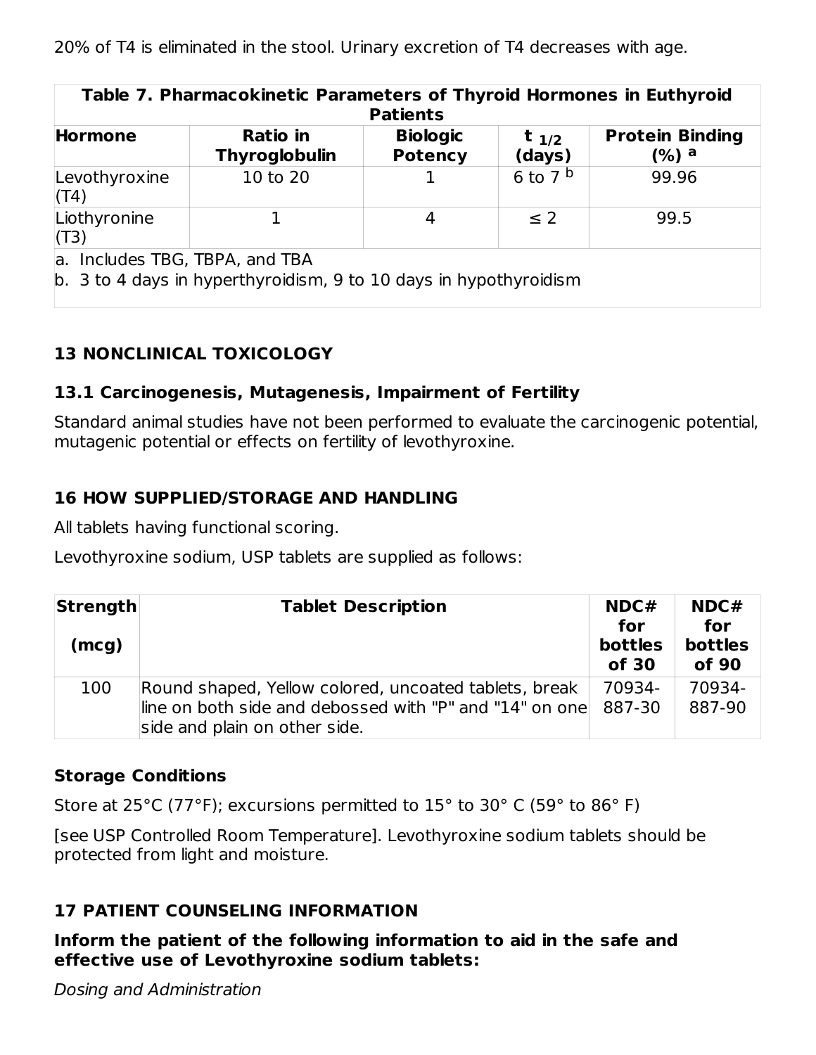20% of T4 is eliminated in the stool. Urinary excretion of T4 decreases with age.

| Table 7. Pharmacokinetic Parameters of Thyroid Hormones in Euthyroid Patients | | | | |
|---|---|---|---|---|
| **Hormone** | **Ratio in Thyroglobulin** | **Biologic Potency** | **$t_{1/2}$ (days)** | **Protein Binding (%) [a]** |
| Levothyroxine (T4) | 10 to 20 | 1 | 6 to 7 [b] | 99.96 |
| Liothyronine (T3) | 1 | 4 | ≤ 2 | 99.5 |
| a. Includes TBG, TBPA, and TBA<br>b. 3 to 4 days in hyperthyroidism, 9 to 10 days in hypothyroidism | | | | |

## 13 NONCLINICAL TOXICOLOGY

### 13.1 Carcinogenesis, Mutagenesis, Impairment of Fertility

Standard animal studies have not been performed to evaluate the carcinogenic potential, mutagenic potential or effects on fertility of levothyroxine.

## 16 HOW SUPPLIED/STORAGE AND HANDLING

All tablets having functional scoring.

Levothyroxine sodium, USP tablets are supplied as follows:

| Strength (mcg) | Tablet Description | NDC# for bottles of 30 | NDC# for bottles of 90 |
|---|---|---|---|
| 100 | Round shaped, Yellow colored, uncoated tablets, break line on both side and debossed with "P" and "14" on one side and plain on other side. | 70934-887-30 | 70934-887-90 |

**Storage Conditions**

Store at 25°C (77°F); excursions permitted to 15° to 30° C (59° to 86° F)

[see USP Controlled Room Temperature]. Levothyroxine sodium tablets should be protected from light and moisture.

## 17 PATIENT COUNSELING INFORMATION

**Inform the patient of the following information to aid in the safe and effective use of Levothyroxine sodium tablets:**

*Dosing and Administration*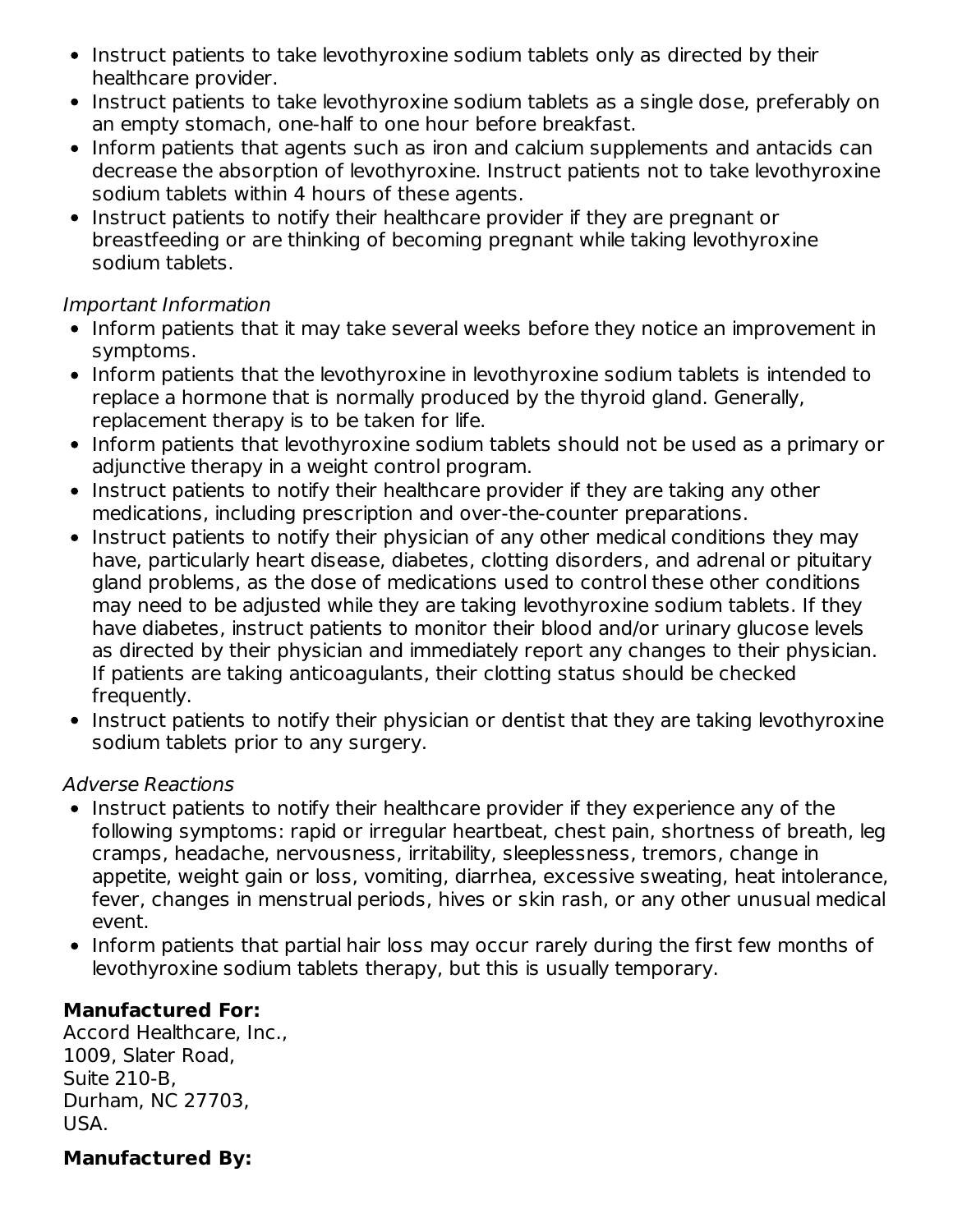- Instruct patients to take levothyroxine sodium tablets only as directed by their healthcare provider.
- Instruct patients to take levothyroxine sodium tablets as a single dose, preferably on an empty stomach, one-half to one hour before breakfast.
- Inform patients that agents such as iron and calcium supplements and antacids can decrease the absorption of levothyroxine. Instruct patients not to take levothyroxine sodium tablets within 4 hours of these agents.
- Instruct patients to notify their healthcare provider if they are pregnant or breastfeeding or are thinking of becoming pregnant while taking levothyroxine sodium tablets.

*Important Information*

- Inform patients that it may take several weeks before they notice an improvement in symptoms.
- Inform patients that the levothyroxine in levothyroxine sodium tablets is intended to replace a hormone that is normally produced by the thyroid gland. Generally, replacement therapy is to be taken for life.
- Inform patients that levothyroxine sodium tablets should not be used as a primary or adjunctive therapy in a weight control program.
- Instruct patients to notify their healthcare provider if they are taking any other medications, including prescription and over-the-counter preparations.
- Instruct patients to notify their physician of any other medical conditions they may have, particularly heart disease, diabetes, clotting disorders, and adrenal or pituitary gland problems, as the dose of medications used to control these other conditions may need to be adjusted while they are taking levothyroxine sodium tablets. If they have diabetes, instruct patients to monitor their blood and/or urinary glucose levels as directed by their physician and immediately report any changes to their physician. If patients are taking anticoagulants, their clotting status should be checked frequently.
- Instruct patients to notify their physician or dentist that they are taking levothyroxine sodium tablets prior to any surgery.

*Adverse Reactions*

- Instruct patients to notify their healthcare provider if they experience any of the following symptoms: rapid or irregular heartbeat, chest pain, shortness of breath, leg cramps, headache, nervousness, irritability, sleeplessness, tremors, change in appetite, weight gain or loss, vomiting, diarrhea, excessive sweating, heat intolerance, fever, changes in menstrual periods, hives or skin rash, or any other unusual medical event.
- Inform patients that partial hair loss may occur rarely during the first few months of levothyroxine sodium tablets therapy, but this is usually temporary.

**Manufactured For:**
Accord Healthcare, Inc.,
1009, Slater Road,
Suite 210-B,
Durham, NC 27703,
USA.

**Manufactured By:**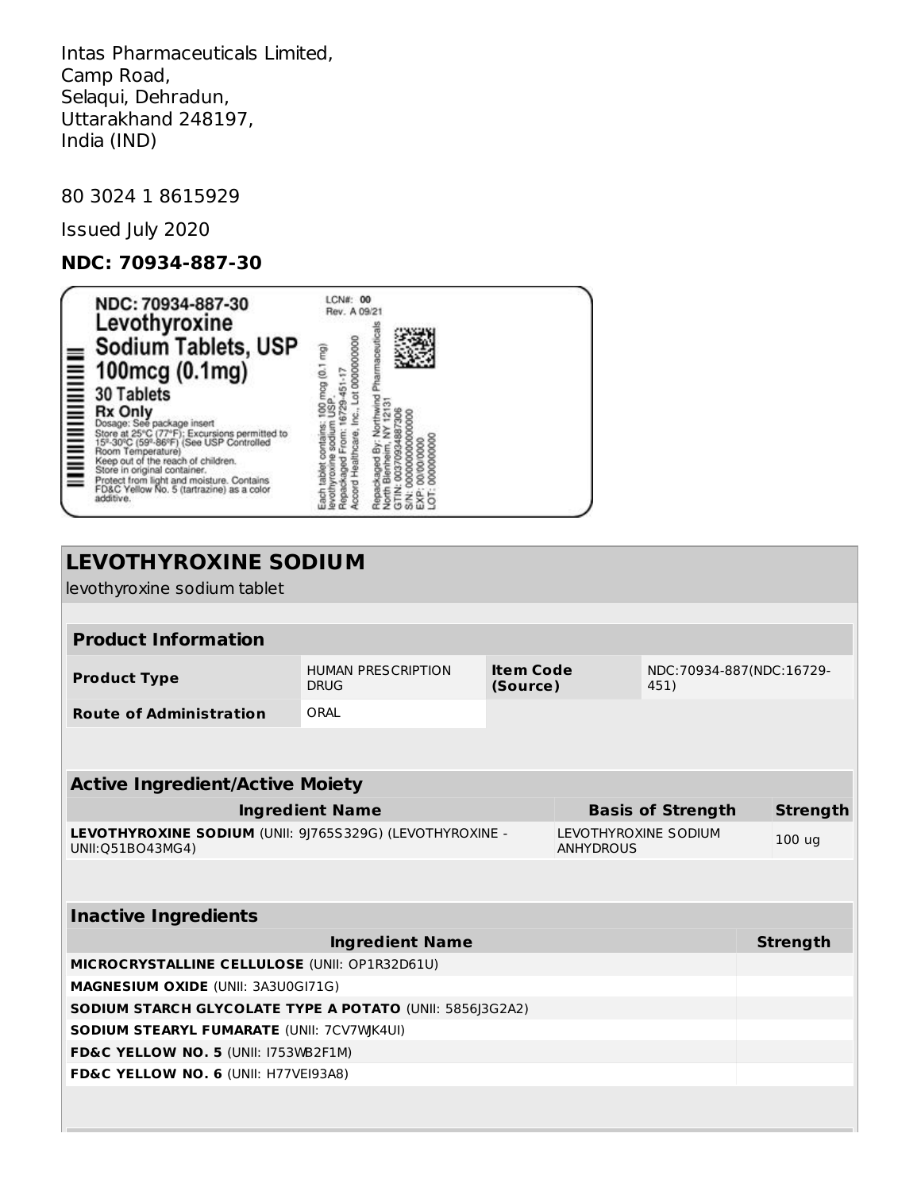Intas Pharmaceuticals Limited,
Camp Road,
Selaqui, Dehradun,
Uttarakhand 248197,
India (IND)

80 3024 1 8615929

Issued July 2020

**NDC: 70934-887-30**

NDC: 70934-887-30
Levothyroxine
Sodium Tablets, USP
100mcg (0.1mg)
30 Tablets
Rx Only
Dosage: See package insert
Store at 25°C (77°F); Excursions permitted to 15°-30°C (59°-86°F) (See USP Controlled Room Temperature)
Keep out of the reach of children.
Store in original container.
Protect from light and moisture. Contains FD&C Yellow No. 5 (tartrazine) as a color additive.

LCN#: 00
Rev. A 09/21

Each tablet contains: 100 mcg (0.1 mg) levothyroxine sodium USP.
Repackaged From: 16729-451-17
Accord Healthcare, Inc., Lot 0000000000

Repackaged By: Northwind Pharmaceuticals
North Blenheim, NY 12131
GTIN: 00370934887306
S/N: 000000000000000
EXP: 00/00/0000
LOT: 0000000000

## LEVOTHYROXINE SODIUM

levothyroxine sodium tablet

| Product Information | | | |
|---|---|---|---|
| **Product Type** | HUMAN PRESCRIPTION DRUG | **Item Code (Source)** | NDC:70934-887(NDC:16729-451) |
| **Route of Administration** | ORAL | | |

| Active Ingredient/Active Moiety | | |
|---|---|---|
| **Ingredient Name** | **Basis of Strength** | **Strength** |
| **LEVOTHYROXINE SODIUM** (UNII: 9J765S329G) (LEVOTHYROXINE - UNII:Q51BO43MG4) | LEVOTHYROXINE SODIUM ANHYDROUS | 100 ug |

| Inactive Ingredients | |
|---|---|
| **Ingredient Name** | **Strength** |
| **MICROCRYSTALLINE CELLULOSE** (UNII: OP1R32D61U) | |
| **MAGNESIUM OXIDE** (UNII: 3A3U0GI71G) | |
| **SODIUM STARCH GLYCOLATE TYPE A POTATO** (UNII: 5856J3G2A2) | |
| **SODIUM STEARYL FUMARATE** (UNII: 7CV7WJK4UI) | |
| **FD&C YELLOW NO. 5** (UNII: I753WB2F1M) | |
| **FD&C YELLOW NO. 6** (UNII: H77VEI93A8) | |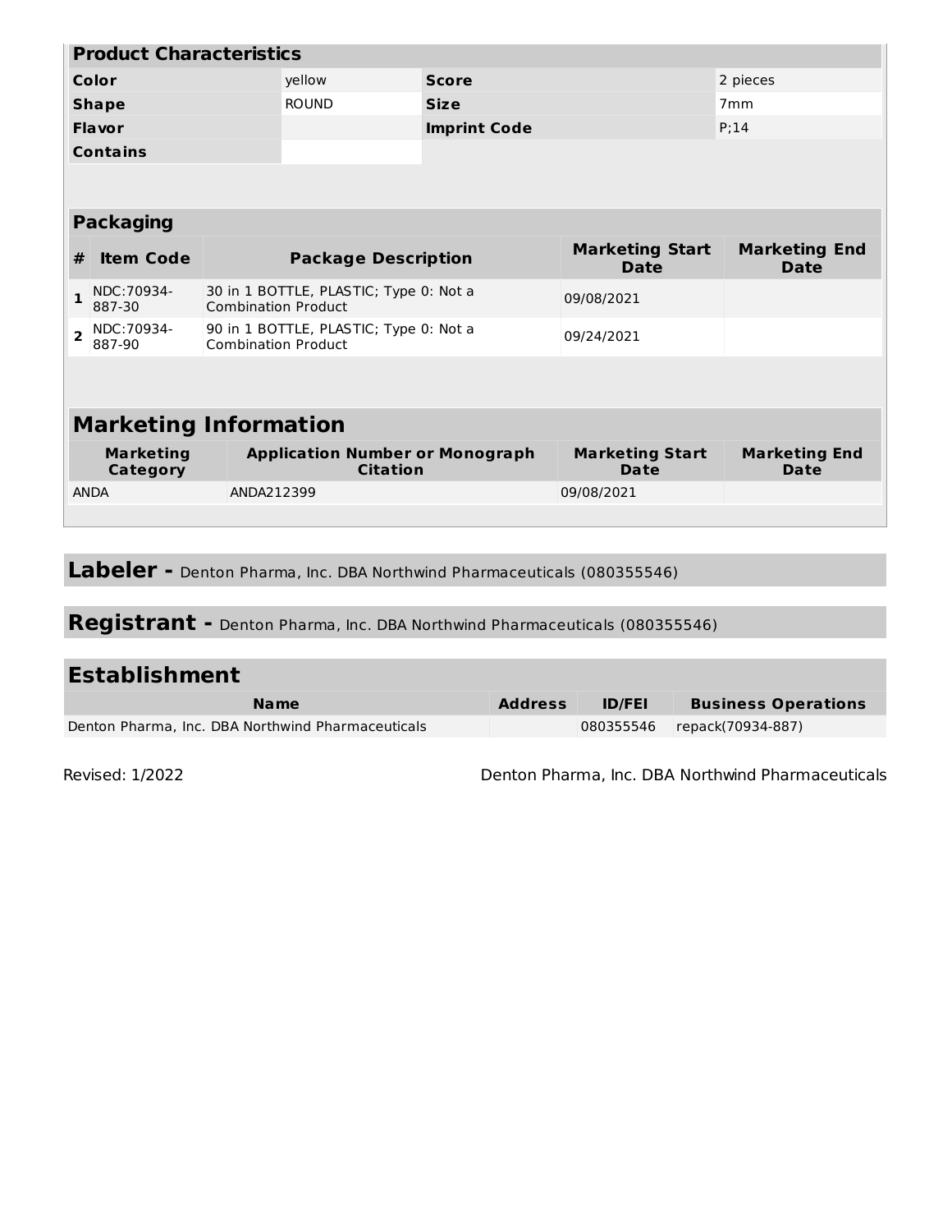**Product Characteristics**

| | | | |
|---|---|---|---|
| **Color** | yellow | **Score** | 2 pieces |
| **Shape** | ROUND | **Size** | 7mm |
| **Flavor** | | **Imprint Code** | P;14 |
| **Contains** | | | |

**Packaging**

| # | Item Code | Package Description | Marketing Start Date | Marketing End Date |
|---|---|---|---|---|
| 1 | NDC:70934-887-30 | 30 in 1 BOTTLE, PLASTIC; Type 0: Not a Combination Product | 09/08/2021 | |
| 2 | NDC:70934-887-90 | 90 in 1 BOTTLE, PLASTIC; Type 0: Not a Combination Product | 09/24/2021 | |

## Marketing Information

| Marketing Category | Application Number or Monograph Citation | Marketing Start Date | Marketing End Date |
|---|---|---|---|
| ANDA | ANDA212399 | 09/08/2021 | |

## Labeler - Denton Pharma, Inc. DBA Northwind Pharmaceuticals (080355546)

## Registrant - Denton Pharma, Inc. DBA Northwind Pharmaceuticals (080355546)

## Establishment

| Name | Address | ID/FEI | Business Operations |
|---|---|---|---|
| Denton Pharma, Inc. DBA Northwind Pharmaceuticals | | 080355546 | repack(70934-887) |

Revised: 1/2022 Denton Pharma, Inc. DBA Northwind Pharmaceuticals